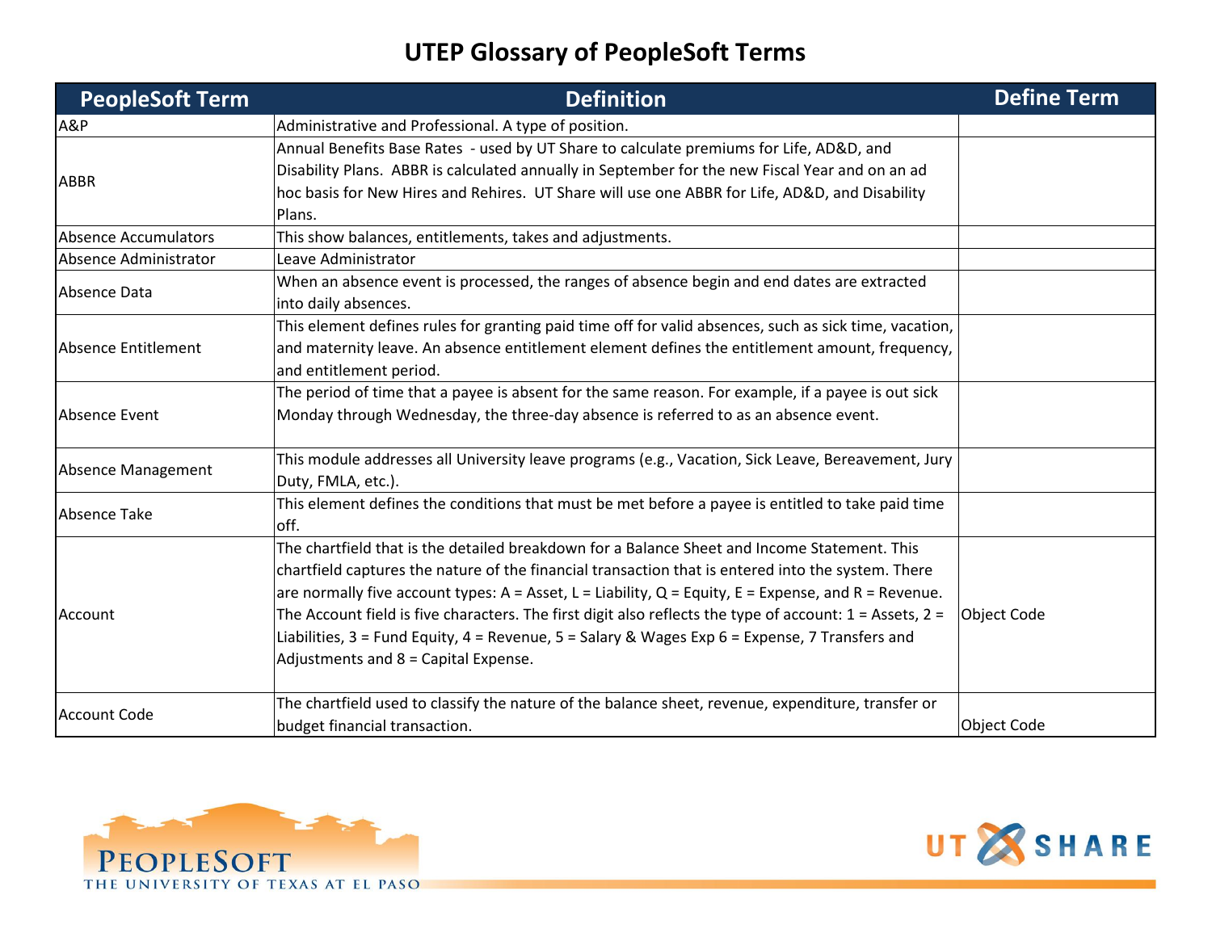# UTEP Glossary of PeopleSoft Terms

| PeopleSoft Term | Definition | Define Term |
|---|---|---|
| A&P | Administrative and Professional. A type of position. | |
| ABBR | Annual Benefits Base Rates - used by UT Share to calculate premiums for Life, AD&D, and Disability Plans. ABBR is calculated annually in September for the new Fiscal Year and on an ad hoc basis for New Hires and Rehires. UT Share will use one ABBR for Life, AD&D, and Disability Plans. | |
| Absence Accumulators | This show balances, entitlements, takes and adjustments. | |
| Absence Administrator | Leave Administrator | |
| Absence Data | When an absence event is processed, the ranges of absence begin and end dates are extracted into daily absences. | |
| Absence Entitlement | This element defines rules for granting paid time off for valid absences, such as sick time, vacation, and maternity leave. An absence entitlement element defines the entitlement amount, frequency, and entitlement period. | |
| Absence Event | The period of time that a payee is absent for the same reason. For example, if a payee is out sick Monday through Wednesday, the three-day absence is referred to as an absence event. | |
| Absence Management | This module addresses all University leave programs (e.g., Vacation, Sick Leave, Bereavement, Jury Duty, FMLA, etc.). | |
| Absence Take | This element defines the conditions that must be met before a payee is entitled to take paid time off. | |
| Account | The chartfield that is the detailed breakdown for a Balance Sheet and Income Statement. This chartfield captures the nature of the financial transaction that is entered into the system. There are normally five account types: A = Asset, L = Liability, Q = Equity, E = Expense, and R = Revenue. The Account field is five characters. The first digit also reflects the type of account: 1 = Assets, 2 = Liabilities, 3 = Fund Equity, 4 = Revenue, 5 = Salary & Wages Exp 6 = Expense, 7 Transfers and Adjustments and 8 = Capital Expense. | Object Code |
| Account Code | The chartfield used to classify the nature of the balance sheet, revenue, expenditure, transfer or budget financial transaction. | Object Code |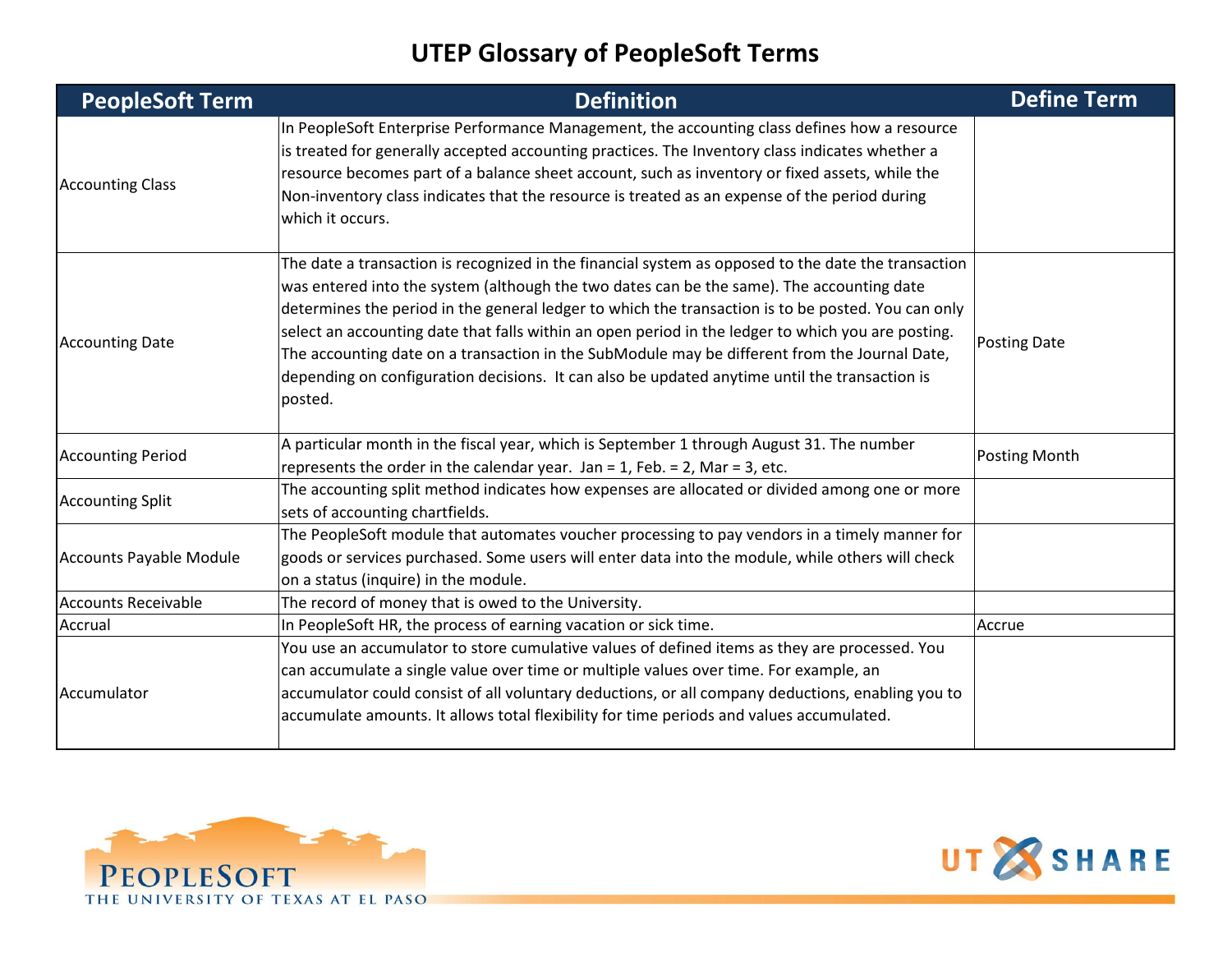# UTEP Glossary of PeopleSoft Terms

| PeopleSoft Term | Definition | Define Term |
|---|---|---|
| Accounting Class | In PeopleSoft Enterprise Performance Management, the accounting class defines how a resource is treated for generally accepted accounting practices. The Inventory class indicates whether a resource becomes part of a balance sheet account, such as inventory or fixed assets, while the Non-inventory class indicates that the resource is treated as an expense of the period during which it occurs. | |
| Accounting Date | The date a transaction is recognized in the financial system as opposed to the date the transaction was entered into the system (although the two dates can be the same). The accounting date determines the period in the general ledger to which the transaction is to be posted. You can only select an accounting date that falls within an open period in the ledger to which you are posting. The accounting date on a transaction in the SubModule may be different from the Journal Date, depending on configuration decisions. It can also be updated anytime until the transaction is posted. | Posting Date |
| Accounting Period | A particular month in the fiscal year, which is September 1 through August 31. The number represents the order in the calendar year. Jan = 1, Feb. = 2, Mar = 3, etc. | Posting Month |
| Accounting Split | The accounting split method indicates how expenses are allocated or divided among one or more sets of accounting chartfields. | |
| Accounts Payable Module | The PeopleSoft module that automates voucher processing to pay vendors in a timely manner for goods or services purchased. Some users will enter data into the module, while others will check on a status (inquire) in the module. | |
| Accounts Receivable | The record of money that is owed to the University. | |
| Accrual | In PeopleSoft HR, the process of earning vacation or sick time. | Accrue |
| Accumulator | You use an accumulator to store cumulative values of defined items as they are processed. You can accumulate a single value over time or multiple values over time. For example, an accumulator could consist of all voluntary deductions, or all company deductions, enabling you to accumulate amounts. It allows total flexibility for time periods and values accumulated. | |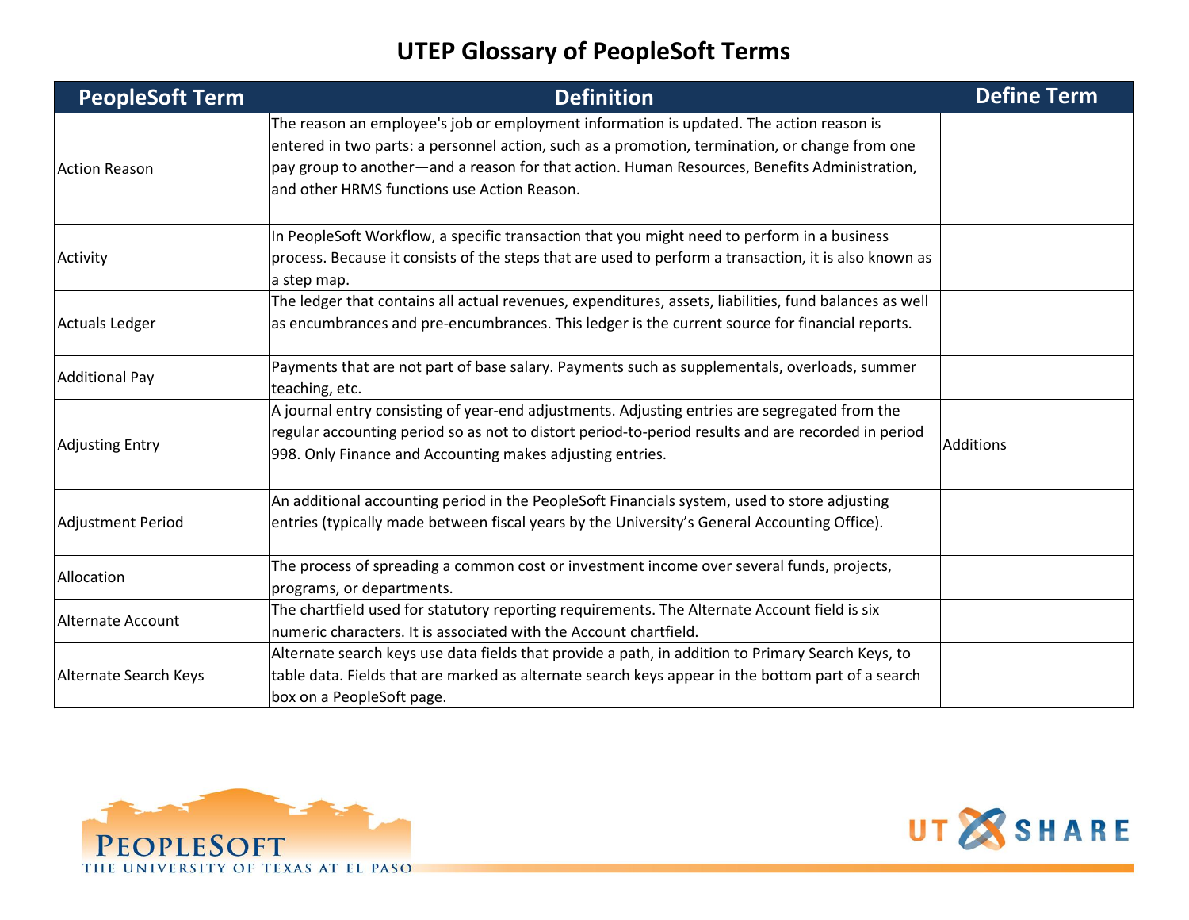# UTEP Glossary of PeopleSoft Terms

| PeopleSoft Term | Definition | Define Term |
|---|---|---|
| Action Reason | The reason an employee's job or employment information is updated. The action reason is entered in two parts: a personnel action, such as a promotion, termination, or change from one pay group to another—and a reason for that action. Human Resources, Benefits Administration, and other HRMS functions use Action Reason. | |
| Activity | In PeopleSoft Workflow, a specific transaction that you might need to perform in a business process. Because it consists of the steps that are used to perform a transaction, it is also known as a step map. | |
| Actuals Ledger | The ledger that contains all actual revenues, expenditures, assets, liabilities, fund balances as well as encumbrances and pre-encumbrances. This ledger is the current source for financial reports. | |
| Additional Pay | Payments that are not part of base salary. Payments such as supplementals, overloads, summer teaching, etc. | |
| Adjusting Entry | A journal entry consisting of year-end adjustments. Adjusting entries are segregated from the regular accounting period so as not to distort period-to-period results and are recorded in period 998. Only Finance and Accounting makes adjusting entries. | Additions |
| Adjustment Period | An additional accounting period in the PeopleSoft Financials system, used to store adjusting entries (typically made between fiscal years by the University's General Accounting Office). | |
| Allocation | The process of spreading a common cost or investment income over several funds, projects, programs, or departments. | |
| Alternate Account | The chartfield used for statutory reporting requirements. The Alternate Account field is six numeric characters. It is associated with the Account chartfield. | |
| Alternate Search Keys | Alternate search keys use data fields that provide a path, in addition to Primary Search Keys, to table data. Fields that are marked as alternate search keys appear in the bottom part of a search box on a PeopleSoft page. | |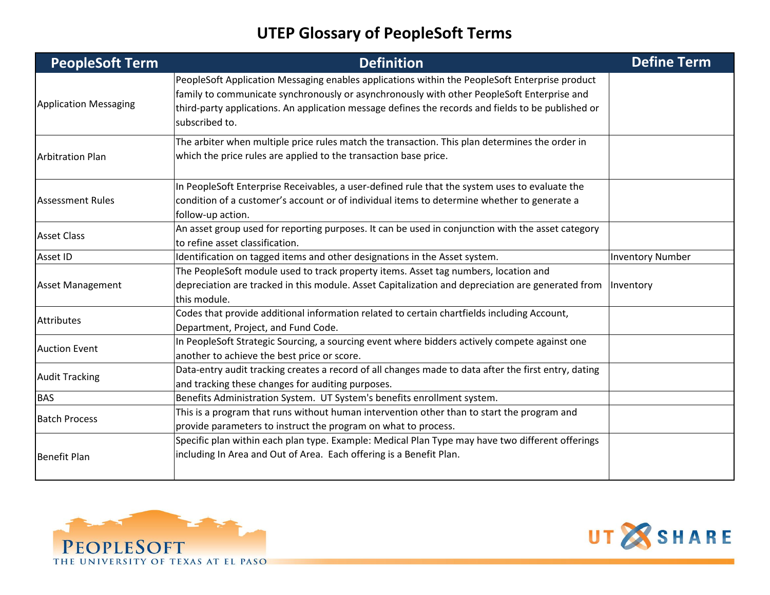# UTEP Glossary of PeopleSoft Terms

| PeopleSoft Term | Definition | Define Term |
|---|---|---|
| Application Messaging | PeopleSoft Application Messaging enables applications within the PeopleSoft Enterprise product family to communicate synchronously or asynchronously with other PeopleSoft Enterprise and third-party applications. An application message defines the records and fields to be published or subscribed to. | |
| Arbitration Plan | The arbiter when multiple price rules match the transaction. This plan determines the order in which the price rules are applied to the transaction base price. | |
| Assessment Rules | In PeopleSoft Enterprise Receivables, a user-defined rule that the system uses to evaluate the condition of a customer's account or of individual items to determine whether to generate a follow-up action. | |
| Asset Class | An asset group used for reporting purposes. It can be used in conjunction with the asset category to refine asset classification. | |
| Asset ID | Identification on tagged items and other designations in the Asset system. | Inventory Number |
| Asset Management | The PeopleSoft module used to track property items. Asset tag numbers, location and depreciation are tracked in this module. Asset Capitalization and depreciation are generated from this module. | Inventory |
| Attributes | Codes that provide additional information related to certain chartfields including Account, Department, Project, and Fund Code. | |
| Auction Event | In PeopleSoft Strategic Sourcing, a sourcing event where bidders actively compete against one another to achieve the best price or score. | |
| Audit Tracking | Data-entry audit tracking creates a record of all changes made to data after the first entry, dating and tracking these changes for auditing purposes. | |
| BAS | Benefits Administration System. UT System's benefits enrollment system. | |
| Batch Process | This is a program that runs without human intervention other than to start the program and provide parameters to instruct the program on what to process. | |
| Benefit Plan | Specific plan within each plan type. Example: Medical Plan Type may have two different offerings including In Area and Out of Area. Each offering is a Benefit Plan. | |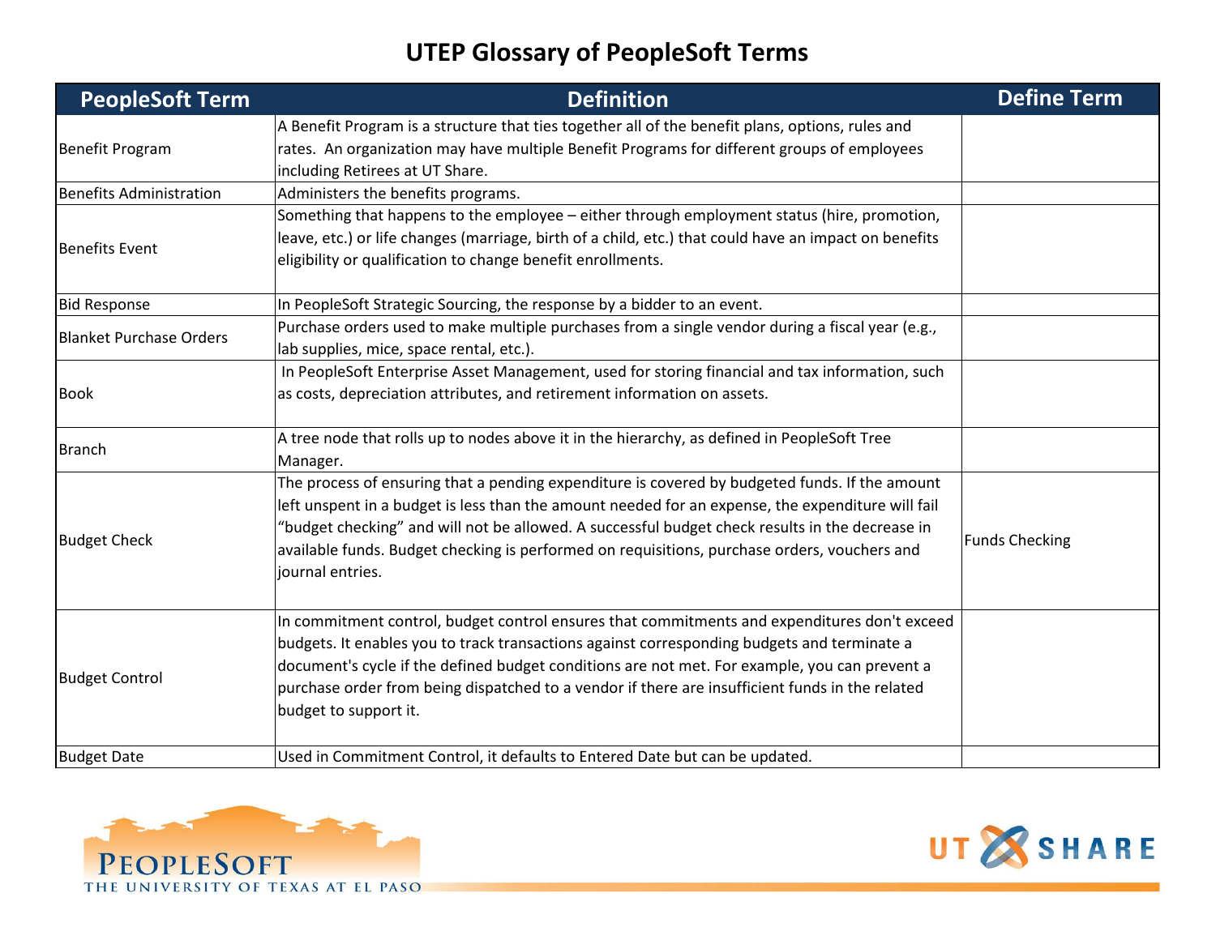# UTEP Glossary of PeopleSoft Terms

| PeopleSoft Term | Definition | Define Term |
|---|---|---|
| Benefit Program | A Benefit Program is a structure that ties together all of the benefit plans, options, rules and rates. An organization may have multiple Benefit Programs for different groups of employees including Retirees at UT Share. | |
| Benefits Administration | Administers the benefits programs. | |
| Benefits Event | Something that happens to the employee – either through employment status (hire, promotion, leave, etc.) or life changes (marriage, birth of a child, etc.) that could have an impact on benefits eligibility or qualification to change benefit enrollments. | |
| Bid Response | In PeopleSoft Strategic Sourcing, the response by a bidder to an event. | |
| Blanket Purchase Orders | Purchase orders used to make multiple purchases from a single vendor during a fiscal year (e.g., lab supplies, mice, space rental, etc.). | |
| Book | In PeopleSoft Enterprise Asset Management, used for storing financial and tax information, such as costs, depreciation attributes, and retirement information on assets. | |
| Branch | A tree node that rolls up to nodes above it in the hierarchy, as defined in PeopleSoft Tree Manager. | |
| Budget Check | The process of ensuring that a pending expenditure is covered by budgeted funds. If the amount left unspent in a budget is less than the amount needed for an expense, the expenditure will fail "budget checking" and will not be allowed. A successful budget check results in the decrease in available funds. Budget checking is performed on requisitions, purchase orders, vouchers and journal entries. | Funds Checking |
| Budget Control | In commitment control, budget control ensures that commitments and expenditures don't exceed budgets. It enables you to track transactions against corresponding budgets and terminate a document's cycle if the defined budget conditions are not met. For example, you can prevent a purchase order from being dispatched to a vendor if there are insufficient funds in the related budget to support it. | |
| Budget Date | Used in Commitment Control, it defaults to Entered Date but can be updated. | |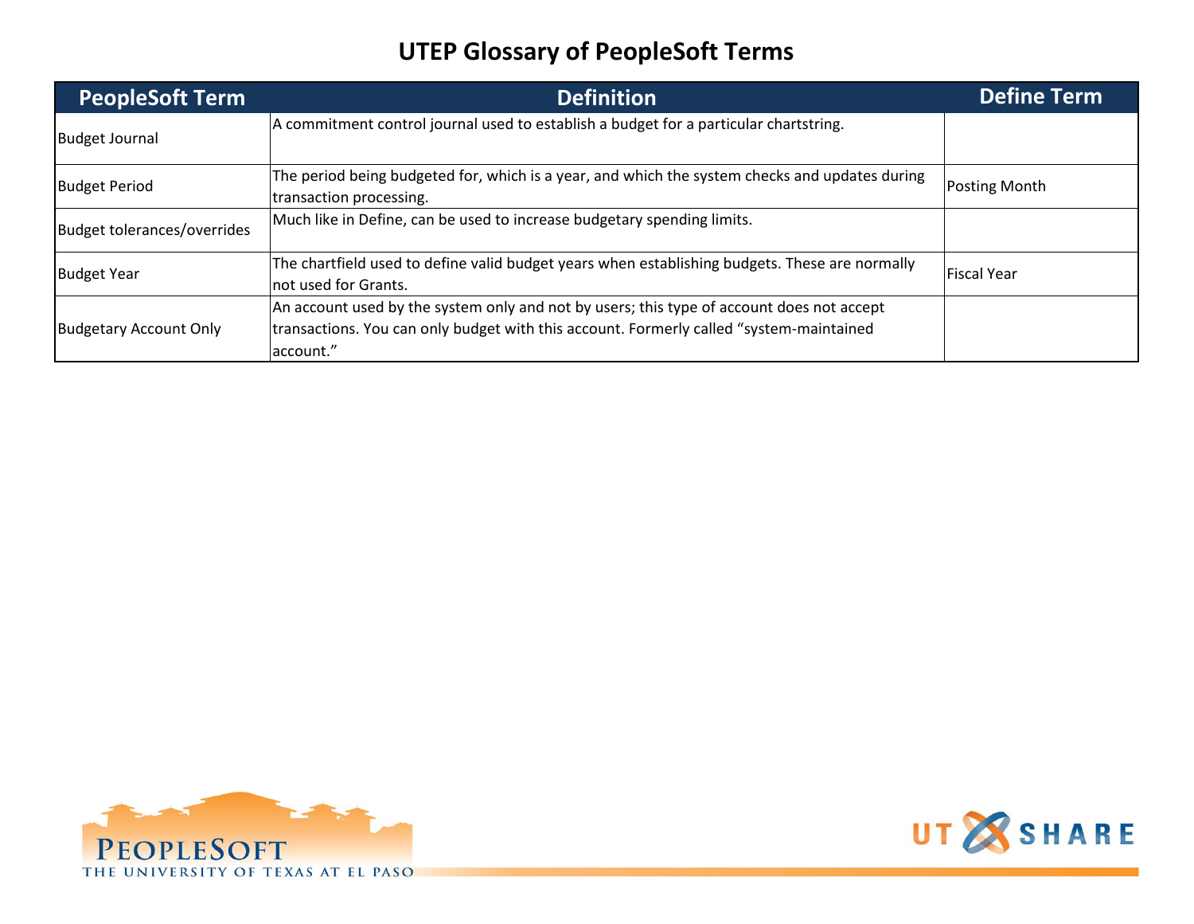# UTEP Glossary of PeopleSoft Terms

| PeopleSoft Term | Definition | Define Term |
|---|---|---|
| Budget Journal | A commitment control journal used to establish a budget for a particular chartstring. | |
| Budget Period | The period being budgeted for, which is a year, and which the system checks and updates during transaction processing. | Posting Month |
| Budget tolerances/overrides | Much like in Define, can be used to increase budgetary spending limits. | |
| Budget Year | The chartfield used to define valid budget years when establishing budgets. These are normally not used for Grants. | Fiscal Year |
| Budgetary Account Only | An account used by the system only and not by users; this type of account does not accept transactions. You can only budget with this account. Formerly called "system-maintained account." | |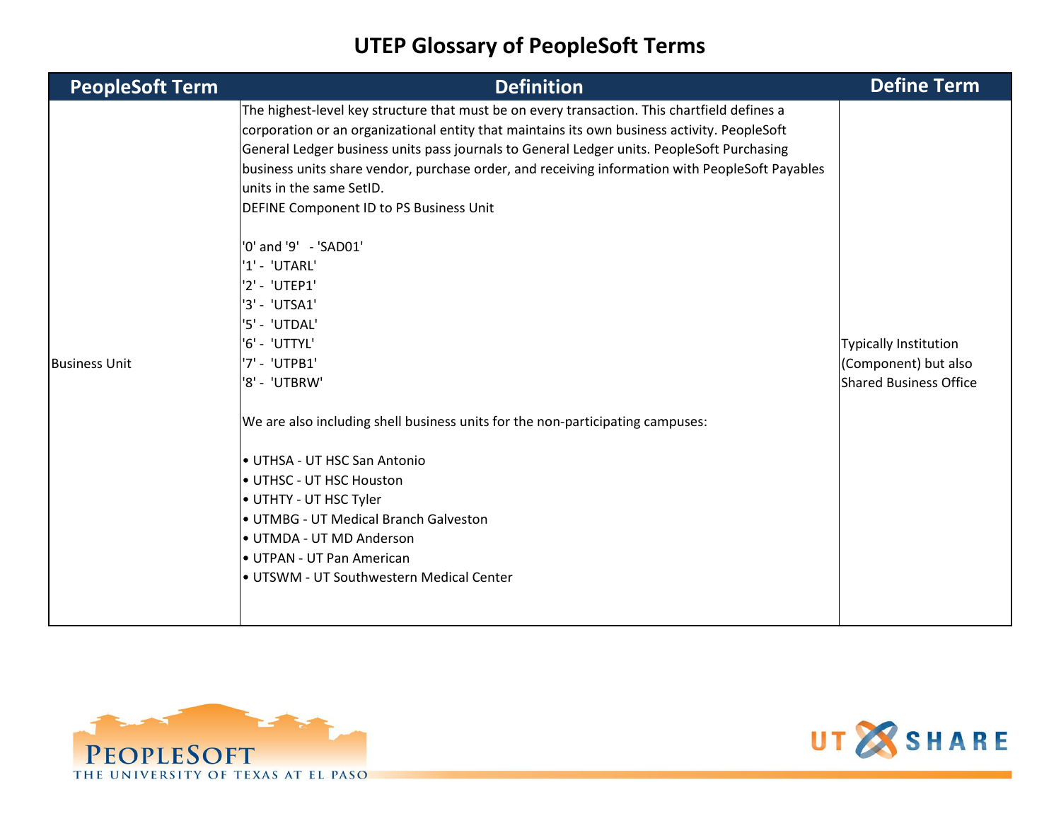# UTEP Glossary of PeopleSoft Terms

| PeopleSoft Term | Definition | Define Term |
|---|---|---|
| Business Unit | The highest-level key structure that must be on every transaction. This chartfield defines a corporation or an organizational entity that maintains its own business activity. PeopleSoft General Ledger business units pass journals to General Ledger units. PeopleSoft Purchasing business units share vendor, purchase order, and receiving information with PeopleSoft Payables units in the same SetID.<br>DEFINE Component ID to PS Business Unit<br><br>'0' and '9' - 'SAD01'<br>'1' - 'UTARL'<br>'2' - 'UTEP1'<br>'3' - 'UTSA1'<br>'5' - 'UTDAL'<br>'6' - 'UTTYL'<br>'7' - 'UTPB1'<br>'8' - 'UTBRW'<br><br>We are also including shell business units for the non-participating campuses:<br><br>• UTHSA - UT HSC San Antonio<br>• UTHSC - UT HSC Houston<br>• UTHTY - UT HSC Tyler<br>• UTMBG - UT Medical Branch Galveston<br>• UTMDA - UT MD Anderson<br>• UTPAN - UT Pan American<br>• UTSWM - UT Southwestern Medical Center | Typically Institution (Component) but also Shared Business Office |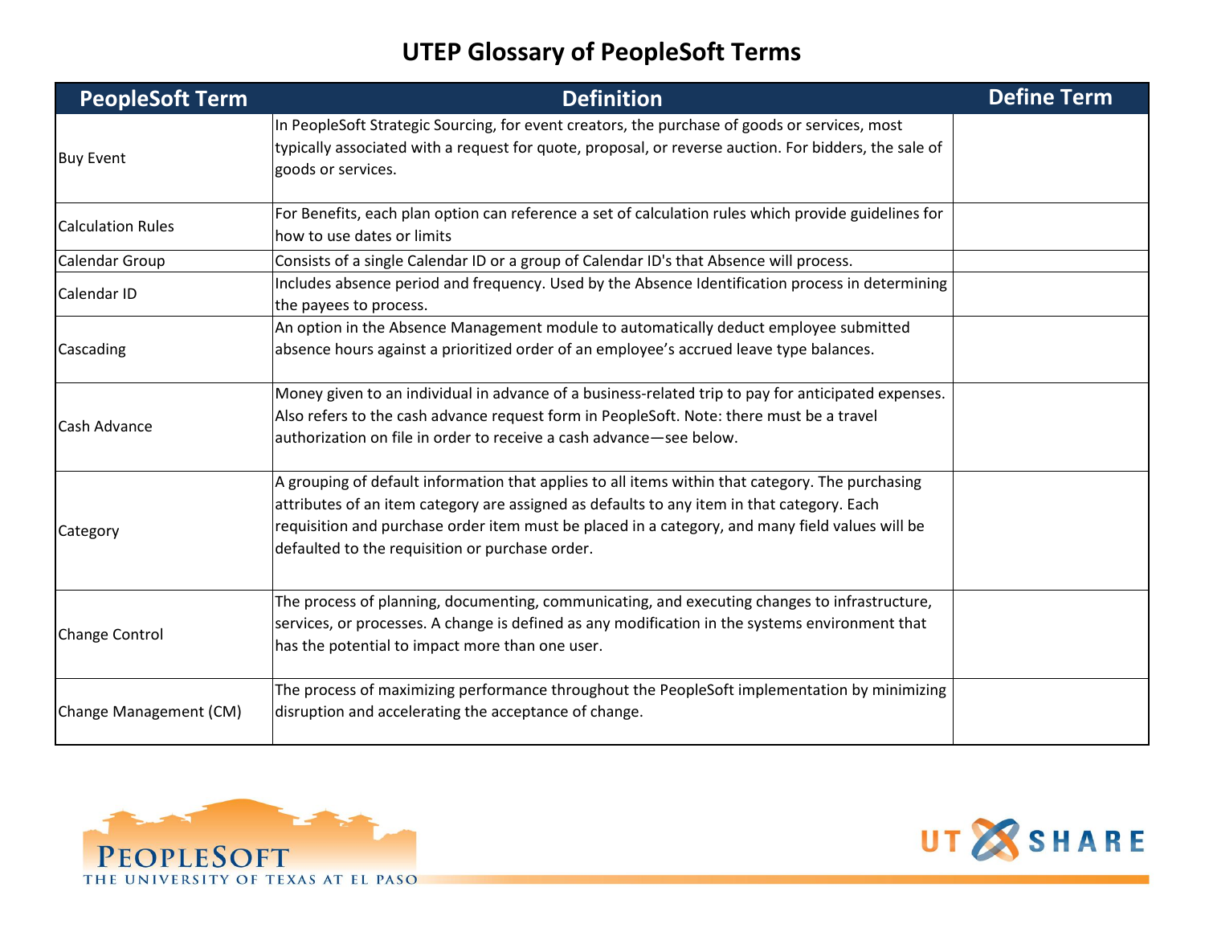# UTEP Glossary of PeopleSoft Terms

| PeopleSoft Term | Definition | Define Term |
| --- | --- | --- |
| Buy Event | In PeopleSoft Strategic Sourcing, for event creators, the purchase of goods or services, most typically associated with a request for quote, proposal, or reverse auction. For bidders, the sale of goods or services. | |
| Calculation Rules | For Benefits, each plan option can reference a set of calculation rules which provide guidelines for how to use dates or limits | |
| Calendar Group | Consists of a single Calendar ID or a group of Calendar ID's that Absence will process. | |
| Calendar ID | Includes absence period and frequency. Used by the Absence Identification process in determining the payees to process. | |
| Cascading | An option in the Absence Management module to automatically deduct employee submitted absence hours against a prioritized order of an employee's accrued leave type balances. | |
| Cash Advance | Money given to an individual in advance of a business-related trip to pay for anticipated expenses. Also refers to the cash advance request form in PeopleSoft. Note: there must be a travel authorization on file in order to receive a cash advance—see below. | |
| Category | A grouping of default information that applies to all items within that category. The purchasing attributes of an item category are assigned as defaults to any item in that category. Each requisition and purchase order item must be placed in a category, and many field values will be defaulted to the requisition or purchase order. | |
| Change Control | The process of planning, documenting, communicating, and executing changes to infrastructure, services, or processes. A change is defined as any modification in the systems environment that has the potential to impact more than one user. | |
| Change Management (CM) | The process of maximizing performance throughout the PeopleSoft implementation by minimizing disruption and accelerating the acceptance of change. | |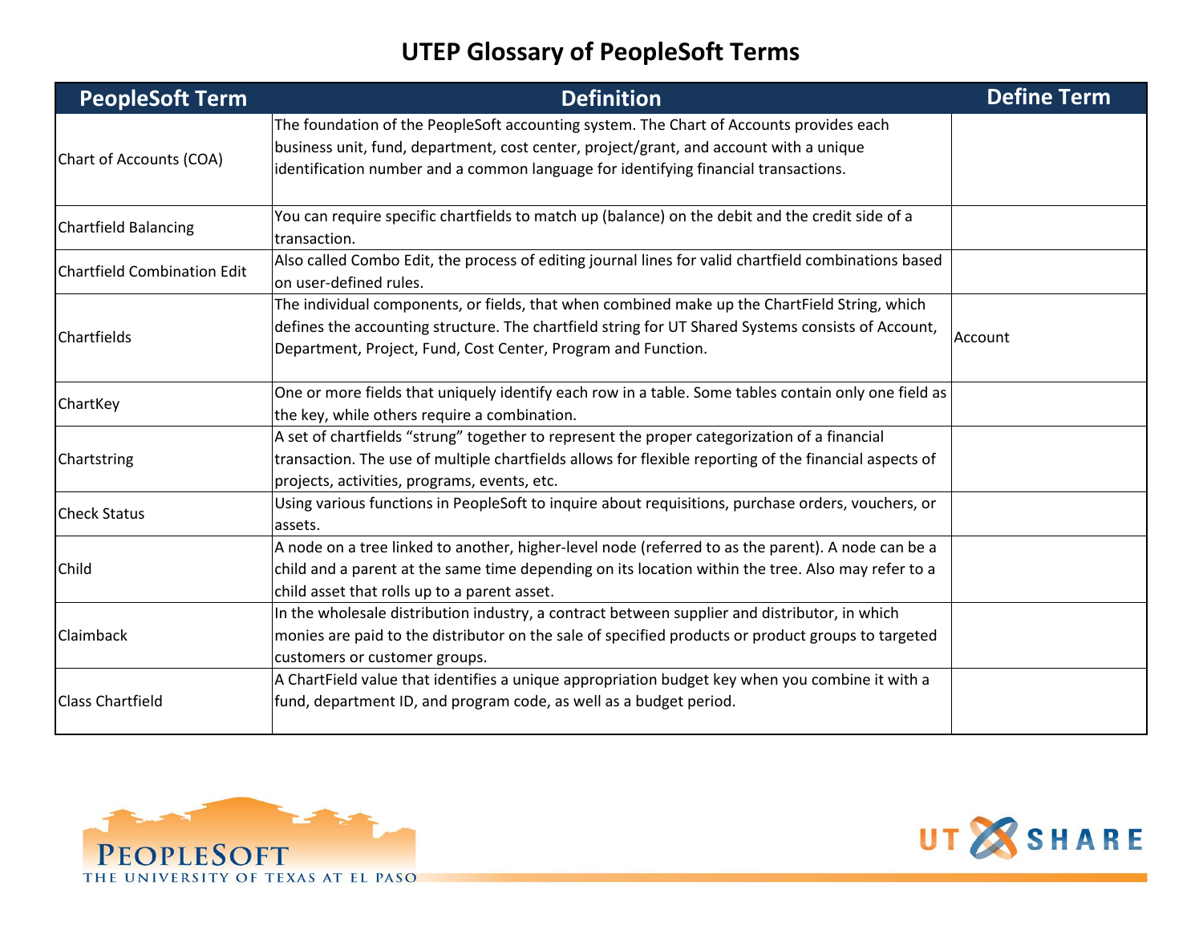# UTEP Glossary of PeopleSoft Terms

| PeopleSoft Term | Definition | Define Term |
|---|---|---|
| Chart of Accounts (COA) | The foundation of the PeopleSoft accounting system. The Chart of Accounts provides each business unit, fund, department, cost center, project/grant, and account with a unique identification number and a common language for identifying financial transactions. | |
| Chartfield Balancing | You can require specific chartfields to match up (balance) on the debit and the credit side of a transaction. | |
| Chartfield Combination Edit | Also called Combo Edit, the process of editing journal lines for valid chartfield combinations based on user-defined rules. | |
| Chartfields | The individual components, or fields, that when combined make up the ChartField String, which defines the accounting structure. The chartfield string for UT Shared Systems consists of Account, Department, Project, Fund, Cost Center, Program and Function. | Account |
| ChartKey | One or more fields that uniquely identify each row in a table. Some tables contain only one field as the key, while others require a combination. | |
| Chartstring | A set of chartfields "strung" together to represent the proper categorization of a financial transaction. The use of multiple chartfields allows for flexible reporting of the financial aspects of projects, activities, programs, events, etc. | |
| Check Status | Using various functions in PeopleSoft to inquire about requisitions, purchase orders, vouchers, or assets. | |
| Child | A node on a tree linked to another, higher-level node (referred to as the parent). A node can be a child and a parent at the same time depending on its location within the tree. Also may refer to a child asset that rolls up to a parent asset. | |
| Claimback | In the wholesale distribution industry, a contract between supplier and distributor, in which monies are paid to the distributor on the sale of specified products or product groups to targeted customers or customer groups. | |
| Class Chartfield | A ChartField value that identifies a unique appropriation budget key when you combine it with a fund, department ID, and program code, as well as a budget period. | |

PEOPLESOFT
THE UNIVERSITY OF TEXAS AT EL PASO

UT SHARE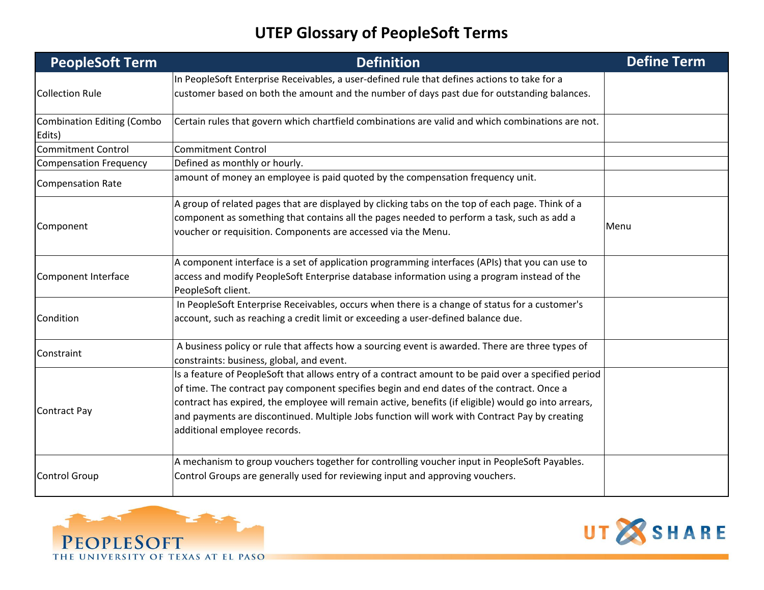# UTEP Glossary of PeopleSoft Terms

| PeopleSoft Term | Definition | Define Term |
|---|---|---|
| Collection Rule | In PeopleSoft Enterprise Receivables, a user-defined rule that defines actions to take for a customer based on both the amount and the number of days past due for outstanding balances. | |
| Combination Editing (Combo Edits) | Certain rules that govern which chartfield combinations are valid and which combinations are not. | |
| Commitment Control | Commitment Control | |
| Compensation Frequency | Defined as monthly or hourly. | |
| Compensation Rate | amount of money an employee is paid quoted by the compensation frequency unit. | |
| Component | A group of related pages that are displayed by clicking tabs on the top of each page. Think of a component as something that contains all the pages needed to perform a task, such as add a voucher or requisition. Components are accessed via the Menu. | Menu |
| Component Interface | A component interface is a set of application programming interfaces (APIs) that you can use to access and modify PeopleSoft Enterprise database information using a program instead of the PeopleSoft client. | |
| Condition | In PeopleSoft Enterprise Receivables, occurs when there is a change of status for a customer's account, such as reaching a credit limit or exceeding a user-defined balance due. | |
| Constraint | A business policy or rule that affects how a sourcing event is awarded. There are three types of constraints: business, global, and event. | |
| Contract Pay | Is a feature of PeopleSoft that allows entry of a contract amount to be paid over a specified period of time. The contract pay component specifies begin and end dates of the contract. Once a contract has expired, the employee will remain active, benefits (if eligible) would go into arrears, and payments are discontinued. Multiple Jobs function will work with Contract Pay by creating additional employee records. | |
| Control Group | A mechanism to group vouchers together for controlling voucher input in PeopleSoft Payables. Control Groups are generally used for reviewing input and approving vouchers. | |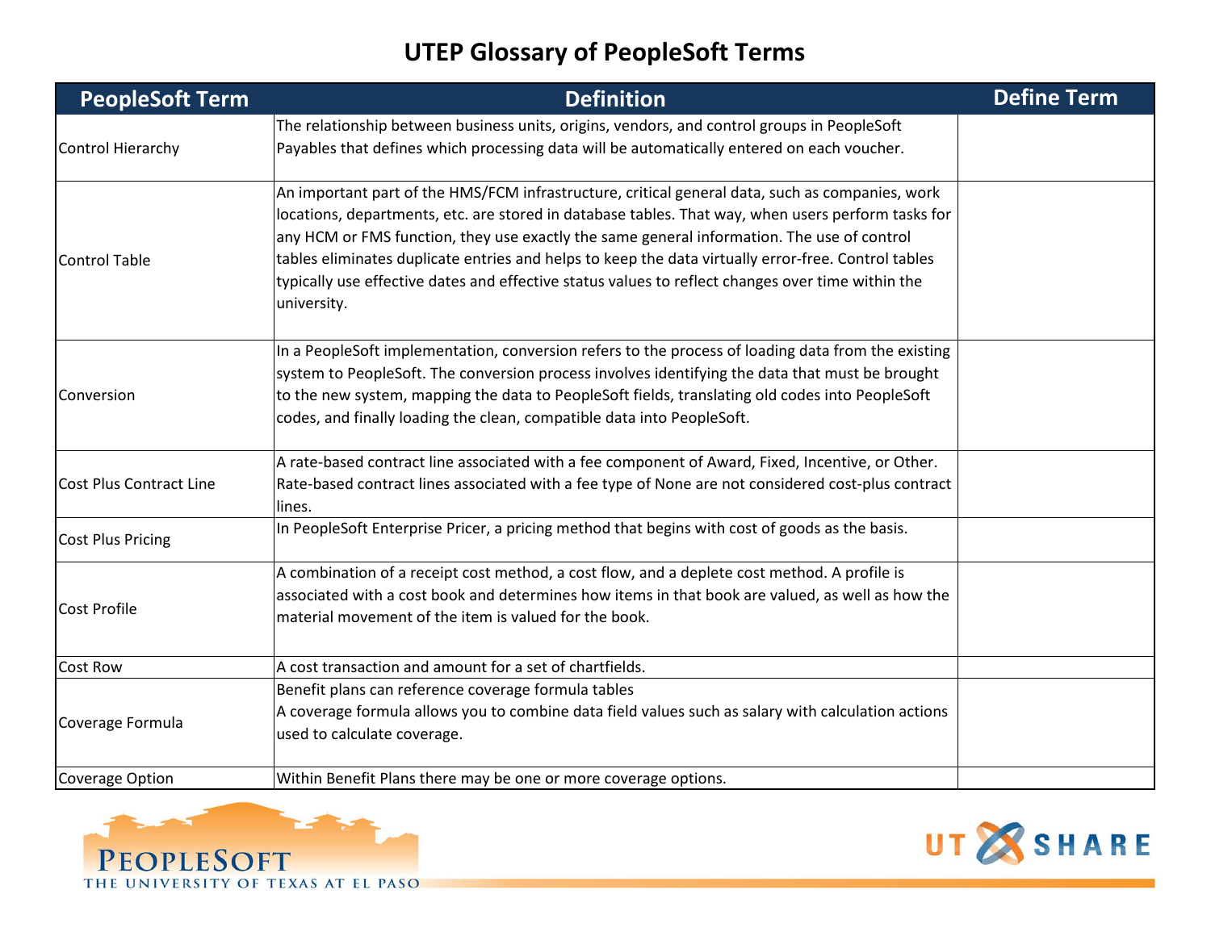# UTEP Glossary of PeopleSoft Terms

| PeopleSoft Term | Definition | Define Term |
|---|---|---|
| Control Hierarchy | The relationship between business units, origins, vendors, and control groups in PeopleSoft Payables that defines which processing data will be automatically entered on each voucher. | |
| Control Table | An important part of the HMS/FCM infrastructure, critical general data, such as companies, work locations, departments, etc. are stored in database tables. That way, when users perform tasks for any HCM or FMS function, they use exactly the same general information. The use of control tables eliminates duplicate entries and helps to keep the data virtually error-free. Control tables typically use effective dates and effective status values to reflect changes over time within the university. | |
| Conversion | In a PeopleSoft implementation, conversion refers to the process of loading data from the existing system to PeopleSoft. The conversion process involves identifying the data that must be brought to the new system, mapping the data to PeopleSoft fields, translating old codes into PeopleSoft codes, and finally loading the clean, compatible data into PeopleSoft. | |
| Cost Plus Contract Line | A rate-based contract line associated with a fee component of Award, Fixed, Incentive, or Other. Rate-based contract lines associated with a fee type of None are not considered cost-plus contract lines. | |
| Cost Plus Pricing | In PeopleSoft Enterprise Pricer, a pricing method that begins with cost of goods as the basis. | |
| Cost Profile | A combination of a receipt cost method, a cost flow, and a deplete cost method. A profile is associated with a cost book and determines how items in that book are valued, as well as how the material movement of the item is valued for the book. | |
| Cost Row | A cost transaction and amount for a set of chartfields. | |
| Coverage Formula | Benefit plans can reference coverage formula tables<br>A coverage formula allows you to combine data field values such as salary with calculation actions used to calculate coverage. | |
| Coverage Option | Within Benefit Plans there may be one or more coverage options. | |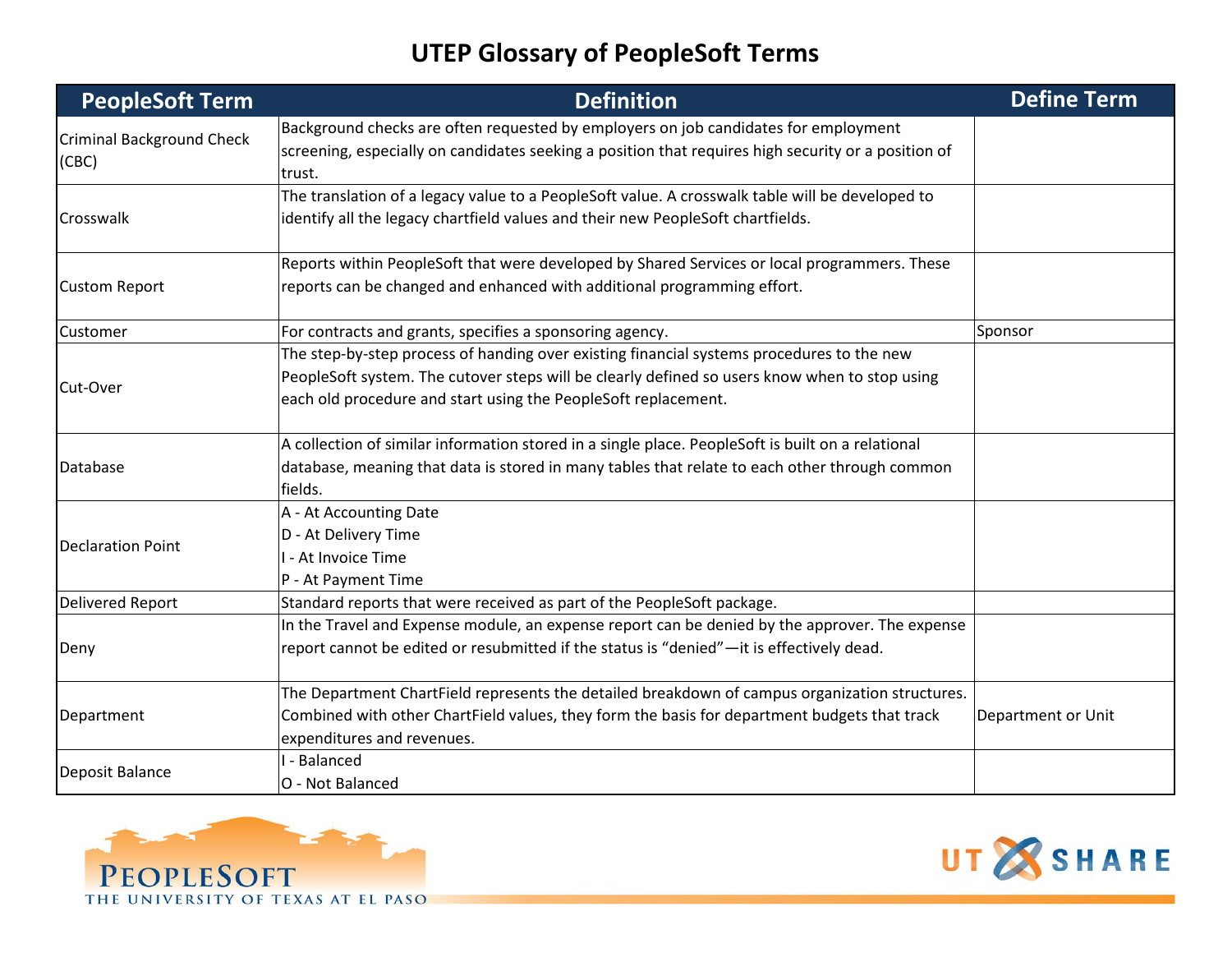# UTEP Glossary of PeopleSoft Terms

| PeopleSoft Term | Definition | Define Term |
|---|---|---|
| Criminal Background Check (CBC) | Background checks are often requested by employers on job candidates for employment screening, especially on candidates seeking a position that requires high security or a position of trust. | |
| Crosswalk | The translation of a legacy value to a PeopleSoft value. A crosswalk table will be developed to identify all the legacy chartfield values and their new PeopleSoft chartfields. | |
| Custom Report | Reports within PeopleSoft that were developed by Shared Services or local programmers. These reports can be changed and enhanced with additional programming effort. | |
| Customer | For contracts and grants, specifies a sponsoring agency. | Sponsor |
| Cut-Over | The step-by-step process of handing over existing financial systems procedures to the new PeopleSoft system. The cutover steps will be clearly defined so users know when to stop using each old procedure and start using the PeopleSoft replacement. | |
| Database | A collection of similar information stored in a single place. PeopleSoft is built on a relational database, meaning that data is stored in many tables that relate to each other through common fields. | |
| Declaration Point | A - At Accounting Date<br>D - At Delivery Time<br>I - At Invoice Time<br>P - At Payment Time | |
| Delivered Report | Standard reports that were received as part of the PeopleSoft package. | |
| Deny | In the Travel and Expense module, an expense report can be denied by the approver. The expense report cannot be edited or resubmitted if the status is "denied"—it is effectively dead. | |
| Department | The Department ChartField represents the detailed breakdown of campus organization structures. Combined with other ChartField values, they form the basis for department budgets that track expenditures and revenues. | Department or Unit |
| Deposit Balance | I - Balanced<br>O - Not Balanced | |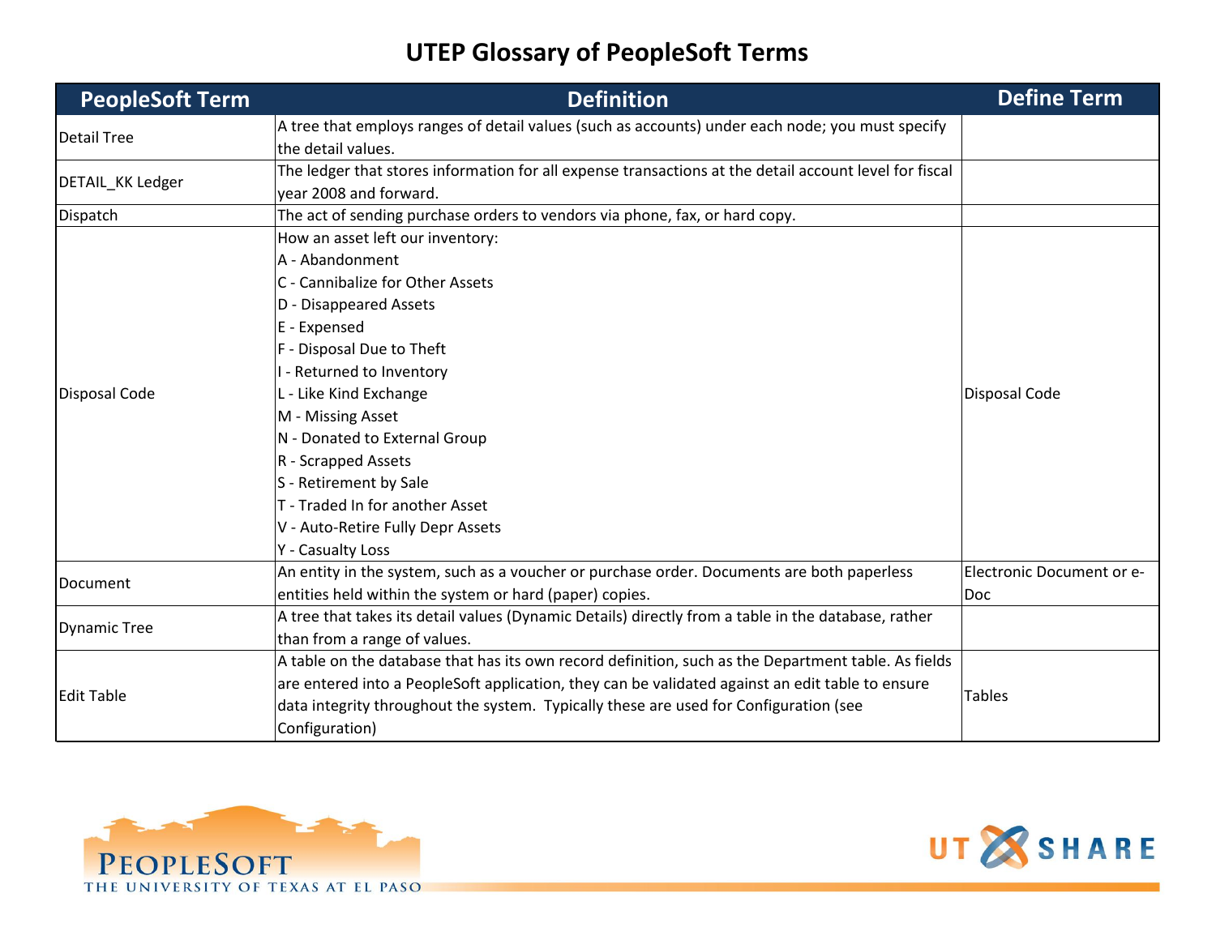# UTEP Glossary of PeopleSoft Terms

| PeopleSoft Term | Definition | Define Term |
| --- | --- | --- |
| Detail Tree | A tree that employs ranges of detail values (such as accounts) under each node; you must specify the detail values. | |
| DETAIL_KK Ledger | The ledger that stores information for all expense transactions at the detail account level for fiscal year 2008 and forward. | |
| Dispatch | The act of sending purchase orders to vendors via phone, fax, or hard copy. | |
| Disposal Code | How an asset left our inventory:<br>A - Abandonment<br>C - Cannibalize for Other Assets<br>D - Disappeared Assets<br>E - Expensed<br>F - Disposal Due to Theft<br>I - Returned to Inventory<br>L - Like Kind Exchange<br>M - Missing Asset<br>N - Donated to External Group<br>R - Scrapped Assets<br>S - Retirement by Sale<br>T - Traded In for another Asset<br>V - Auto-Retire Fully Depr Assets<br>Y - Casualty Loss | Disposal Code |
| Document | An entity in the system, such as a voucher or purchase order. Documents are both paperless entities held within the system or hard (paper) copies. | Electronic Document or e-Doc |
| Dynamic Tree | A tree that takes its detail values (Dynamic Details) directly from a table in the database, rather than from a range of values. | |
| Edit Table | A table on the database that has its own record definition, such as the Department table. As fields are entered into a PeopleSoft application, they can be validated against an edit table to ensure data integrity throughout the system. Typically these are used for Configuration (see Configuration) | Tables |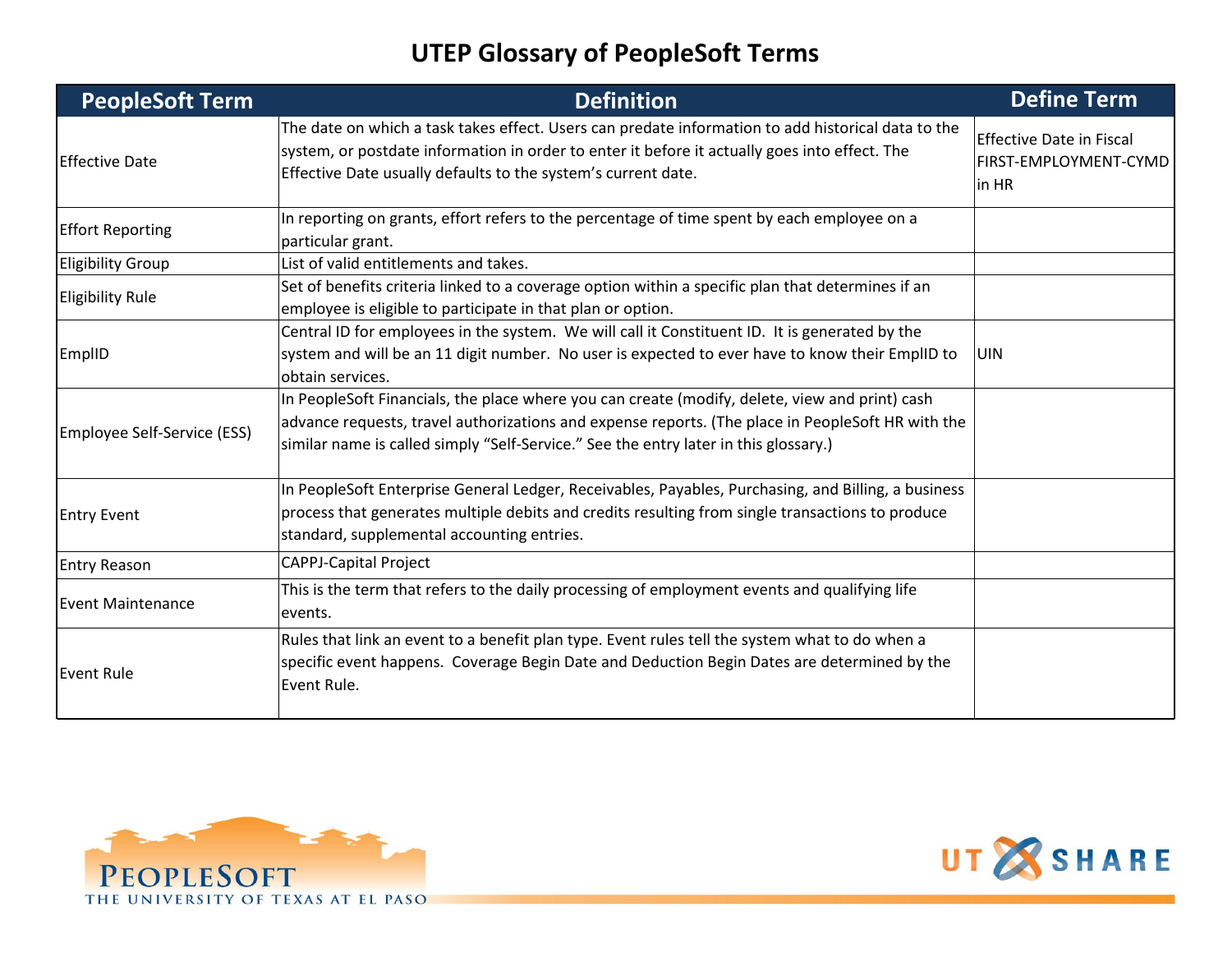# UTEP Glossary of PeopleSoft Terms

| PeopleSoft Term | Definition | Define Term |
|---|---|---|
| Effective Date | The date on which a task takes effect. Users can predate information to add historical data to the system, or postdate information in order to enter it before it actually goes into effect. The Effective Date usually defaults to the system's current date. | Effective Date in Fiscal FIRST-EMPLOYMENT-CYMD in HR |
| Effort Reporting | In reporting on grants, effort refers to the percentage of time spent by each employee on a particular grant. | |
| Eligibility Group | List of valid entitlements and takes. | |
| Eligibility Rule | Set of benefits criteria linked to a coverage option within a specific plan that determines if an employee is eligible to participate in that plan or option. | |
| EmplID | Central ID for employees in the system. We will call it Constituent ID. It is generated by the system and will be an 11 digit number. No user is expected to ever have to know their EmplID to obtain services. | UIN |
| Employee Self-Service (ESS) | In PeopleSoft Financials, the place where you can create (modify, delete, view and print) cash advance requests, travel authorizations and expense reports. (The place in PeopleSoft HR with the similar name is called simply "Self-Service." See the entry later in this glossary.) | |
| Entry Event | In PeopleSoft Enterprise General Ledger, Receivables, Payables, Purchasing, and Billing, a business process that generates multiple debits and credits resulting from single transactions to produce standard, supplemental accounting entries. | |
| Entry Reason | CAPPJ-Capital Project | |
| Event Maintenance | This is the term that refers to the daily processing of employment events and qualifying life events. | |
| Event Rule | Rules that link an event to a benefit plan type. Event rules tell the system what to do when a specific event happens. Coverage Begin Date and Deduction Begin Dates are determined by the Event Rule. | |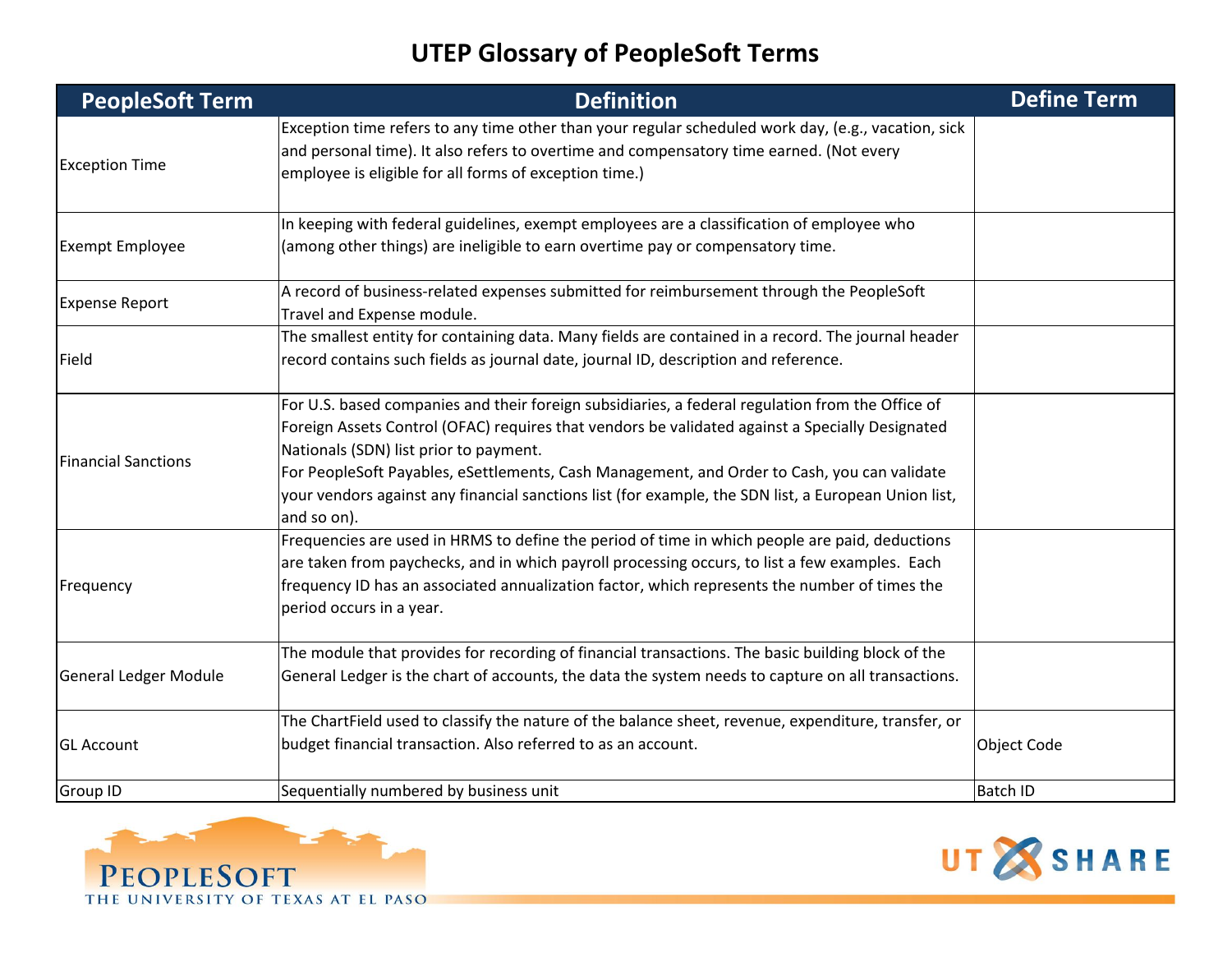# UTEP Glossary of PeopleSoft Terms

| PeopleSoft Term | Definition | Define Term |
| --- | --- | --- |
| Exception Time | Exception time refers to any time other than your regular scheduled work day, (e.g., vacation, sick and personal time). It also refers to overtime and compensatory time earned. (Not every employee is eligible for all forms of exception time.) | |
| Exempt Employee | In keeping with federal guidelines, exempt employees are a classification of employee who (among other things) are ineligible to earn overtime pay or compensatory time. | |
| Expense Report | A record of business-related expenses submitted for reimbursement through the PeopleSoft Travel and Expense module. | |
| Field | The smallest entity for containing data. Many fields are contained in a record. The journal header record contains such fields as journal date, journal ID, description and reference. | |
| Financial Sanctions | For U.S. based companies and their foreign subsidiaries, a federal regulation from the Office of Foreign Assets Control (OFAC) requires that vendors be validated against a Specially Designated Nationals (SDN) list prior to payment.<br>For PeopleSoft Payables, eSettlements, Cash Management, and Order to Cash, you can validate your vendors against any financial sanctions list (for example, the SDN list, a European Union list, and so on). | |
| Frequency | Frequencies are used in HRMS to define the period of time in which people are paid, deductions are taken from paychecks, and in which payroll processing occurs, to list a few examples. Each frequency ID has an associated annualization factor, which represents the number of times the period occurs in a year. | |
| General Ledger Module | The module that provides for recording of financial transactions. The basic building block of the General Ledger is the chart of accounts, the data the system needs to capture on all transactions. | |
| GL Account | The ChartField used to classify the nature of the balance sheet, revenue, expenditure, transfer, or budget financial transaction. Also referred to as an account. | Object Code |
| Group ID | Sequentially numbered by business unit | Batch ID |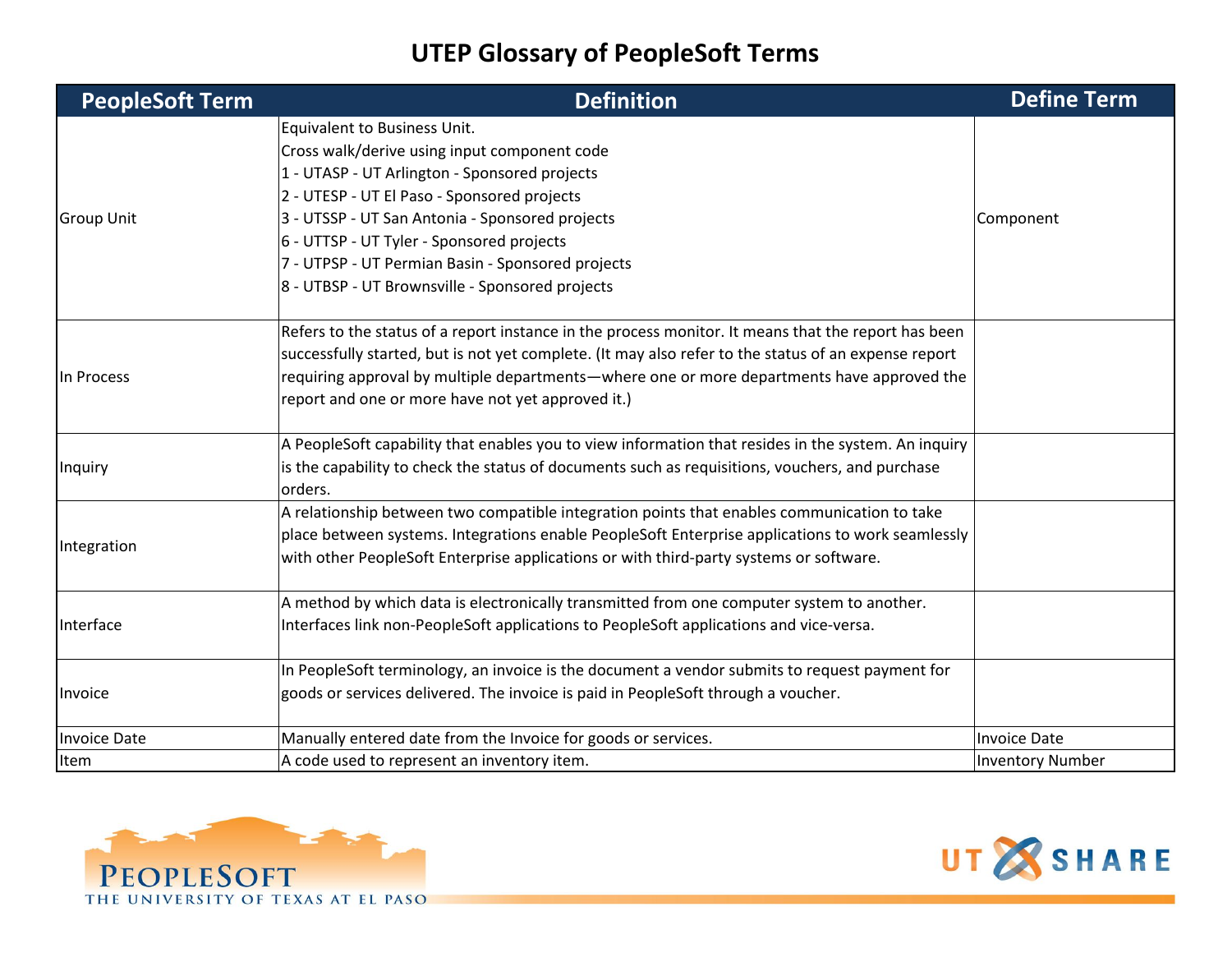# UTEP Glossary of PeopleSoft Terms

| PeopleSoft Term | Definition | Define Term |
|---|---|---|
| Group Unit | Equivalent to Business Unit.<br>Cross walk/derive using input component code<br>1 - UTASP - UT Arlington - Sponsored projects<br>2 - UTESP - UT El Paso - Sponsored projects<br>3 - UTSSP - UT San Antonia - Sponsored projects<br>6 - UTTSP - UT Tyler - Sponsored projects<br>7 - UTPSP - UT Permian Basin - Sponsored projects<br>8 - UTBSP - UT Brownsville - Sponsored projects | Component |
| In Process | Refers to the status of a report instance in the process monitor. It means that the report has been successfully started, but is not yet complete. (It may also refer to the status of an expense report requiring approval by multiple departments—where one or more departments have approved the report and one or more have not yet approved it.) | |
| Inquiry | A PeopleSoft capability that enables you to view information that resides in the system. An inquiry is the capability to check the status of documents such as requisitions, vouchers, and purchase orders. | |
| Integration | A relationship between two compatible integration points that enables communication to take place between systems. Integrations enable PeopleSoft Enterprise applications to work seamlessly with other PeopleSoft Enterprise applications or with third-party systems or software. | |
| Interface | A method by which data is electronically transmitted from one computer system to another. Interfaces link non-PeopleSoft applications to PeopleSoft applications and vice-versa. | |
| Invoice | In PeopleSoft terminology, an invoice is the document a vendor submits to request payment for goods or services delivered. The invoice is paid in PeopleSoft through a voucher. | |
| Invoice Date | Manually entered date from the Invoice for goods or services. | Invoice Date |
| Item | A code used to represent an inventory item. | Inventory Number |

PEOPLESOFT
THE UNIVERSITY OF TEXAS AT EL PASO

UT SHARE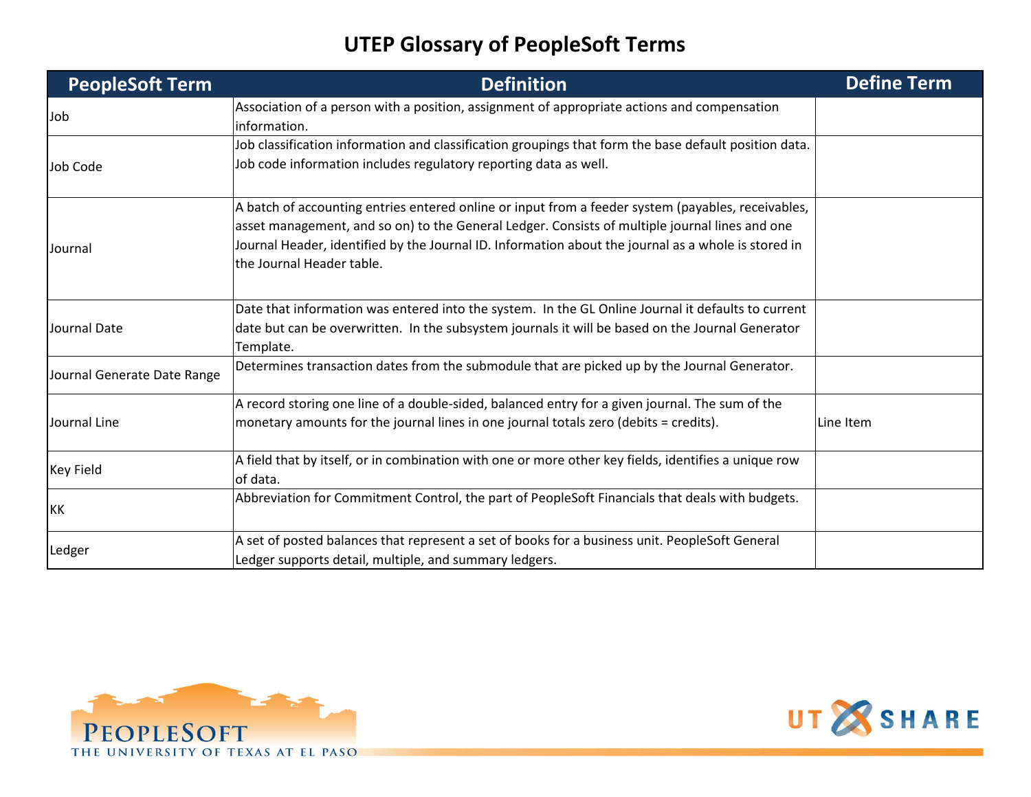# UTEP Glossary of PeopleSoft Terms

| PeopleSoft Term | Definition | Define Term |
|---|---|---|
| Job | Association of a person with a position, assignment of appropriate actions and compensation information. | |
| Job Code | Job classification information and classification groupings that form the base default position data. Job code information includes regulatory reporting data as well. | |
| Journal | A batch of accounting entries entered online or input from a feeder system (payables, receivables, asset management, and so on) to the General Ledger. Consists of multiple journal lines and one Journal Header, identified by the Journal ID. Information about the journal as a whole is stored in the Journal Header table. | |
| Journal Date | Date that information was entered into the system. In the GL Online Journal it defaults to current date but can be overwritten. In the subsystem journals it will be based on the Journal Generator Template. | |
| Journal Generate Date Range | Determines transaction dates from the submodule that are picked up by the Journal Generator. | |
| Journal Line | A record storing one line of a double-sided, balanced entry for a given journal. The sum of the monetary amounts for the journal lines in one journal totals zero (debits = credits). | Line Item |
| Key Field | A field that by itself, or in combination with one or more other key fields, identifies a unique row of data. | |
| KK | Abbreviation for Commitment Control, the part of PeopleSoft Financials that deals with budgets. | |
| Ledger | A set of posted balances that represent a set of books for a business unit. PeopleSoft General Ledger supports detail, multiple, and summary ledgers. | |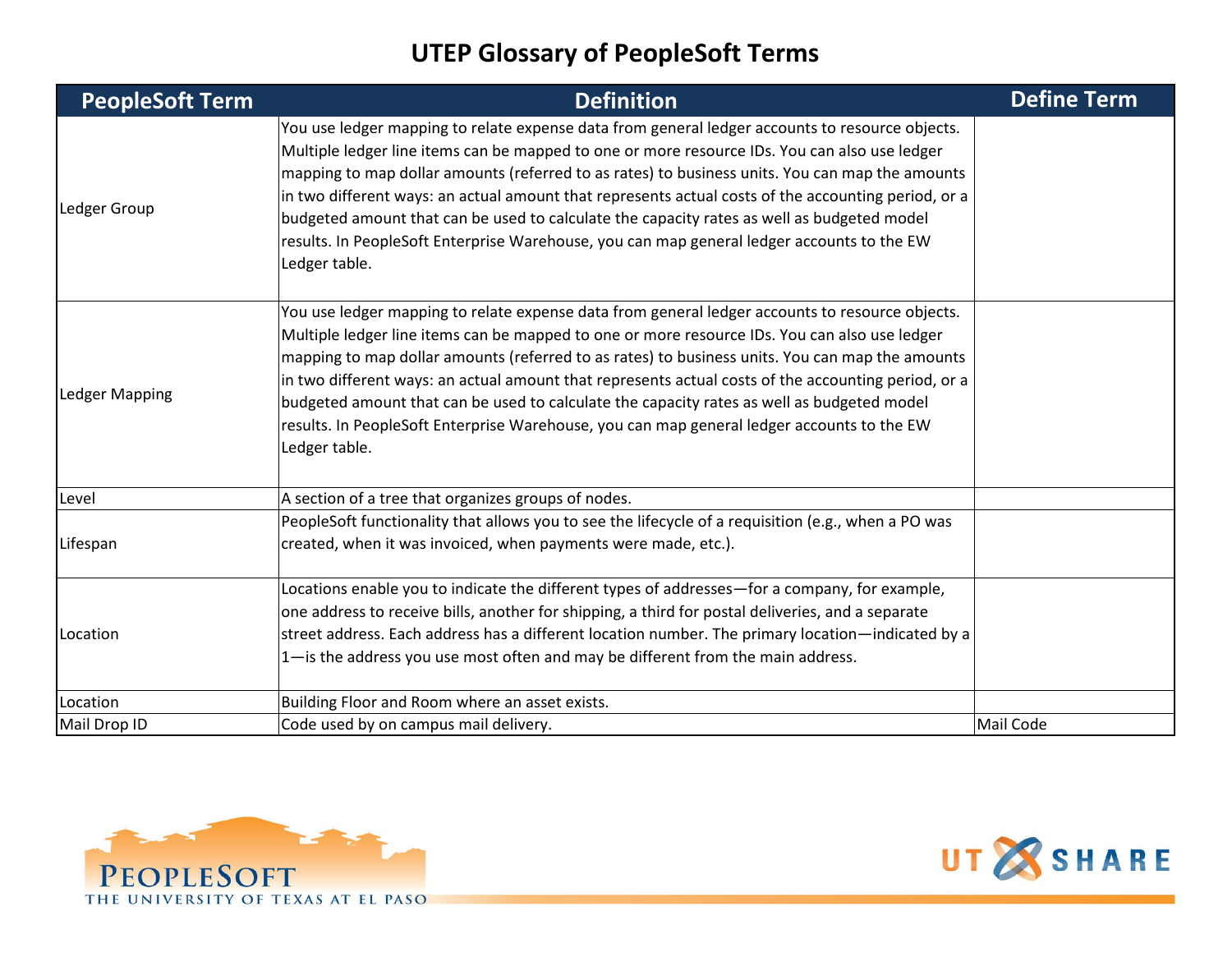# UTEP Glossary of PeopleSoft Terms

| PeopleSoft Term | Definition | Define Term |
|---|---|---|
| Ledger Group | You use ledger mapping to relate expense data from general ledger accounts to resource objects. Multiple ledger line items can be mapped to one or more resource IDs. You can also use ledger mapping to map dollar amounts (referred to as rates) to business units. You can map the amounts in two different ways: an actual amount that represents actual costs of the accounting period, or a budgeted amount that can be used to calculate the capacity rates as well as budgeted model results. In PeopleSoft Enterprise Warehouse, you can map general ledger accounts to the EW Ledger table. | |
| Ledger Mapping | You use ledger mapping to relate expense data from general ledger accounts to resource objects. Multiple ledger line items can be mapped to one or more resource IDs. You can also use ledger mapping to map dollar amounts (referred to as rates) to business units. You can map the amounts in two different ways: an actual amount that represents actual costs of the accounting period, or a budgeted amount that can be used to calculate the capacity rates as well as budgeted model results. In PeopleSoft Enterprise Warehouse, you can map general ledger accounts to the EW Ledger table. | |
| Level | A section of a tree that organizes groups of nodes. | |
| Lifespan | PeopleSoft functionality that allows you to see the lifecycle of a requisition (e.g., when a PO was created, when it was invoiced, when payments were made, etc.). | |
| Location | Locations enable you to indicate the different types of addresses—for a company, for example, one address to receive bills, another for shipping, a third for postal deliveries, and a separate street address. Each address has a different location number. The primary location—indicated by a 1—is the address you use most often and may be different from the main address. | |
| Location | Building Floor and Room where an asset exists. | |
| Mail Drop ID | Code used by on campus mail delivery. | Mail Code |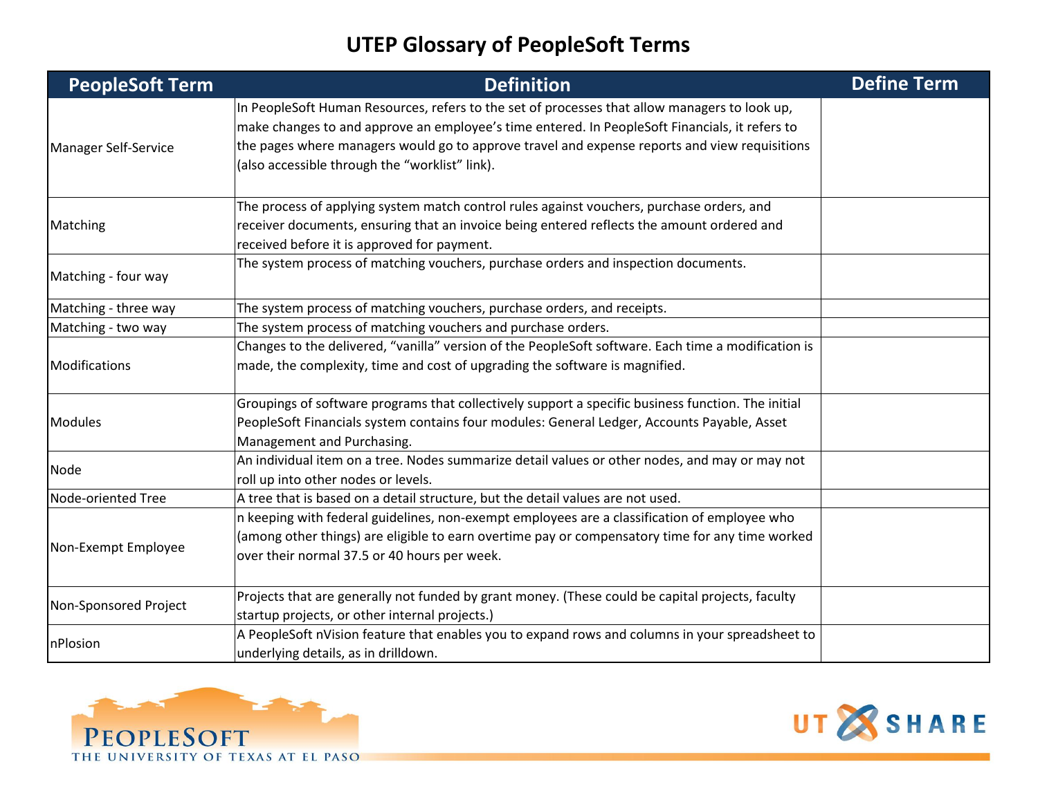# UTEP Glossary of PeopleSoft Terms

| PeopleSoft Term | Definition | Define Term |
| --- | --- | --- |
| Manager Self-Service | In PeopleSoft Human Resources, refers to the set of processes that allow managers to look up, make changes to and approve an employee's time entered. In PeopleSoft Financials, it refers to the pages where managers would go to approve travel and expense reports and view requisitions (also accessible through the "worklist" link). | |
| Matching | The process of applying system match control rules against vouchers, purchase orders, and receiver documents, ensuring that an invoice being entered reflects the amount ordered and received before it is approved for payment. | |
| Matching - four way | The system process of matching vouchers, purchase orders and inspection documents. | |
| Matching - three way | The system process of matching vouchers, purchase orders, and receipts. | |
| Matching - two way | The system process of matching vouchers and purchase orders. | |
| Modifications | Changes to the delivered, "vanilla" version of the PeopleSoft software. Each time a modification is made, the complexity, time and cost of upgrading the software is magnified. | |
| Modules | Groupings of software programs that collectively support a specific business function. The initial PeopleSoft Financials system contains four modules: General Ledger, Accounts Payable, Asset Management and Purchasing. | |
| Node | An individual item on a tree. Nodes summarize detail values or other nodes, and may or may not roll up into other nodes or levels. | |
| Node-oriented Tree | A tree that is based on a detail structure, but the detail values are not used. | |
| Non-Exempt Employee | n keeping with federal guidelines, non-exempt employees are a classification of employee who (among other things) are eligible to earn overtime pay or compensatory time for any time worked over their normal 37.5 or 40 hours per week. | |
| Non-Sponsored Project | Projects that are generally not funded by grant money. (These could be capital projects, faculty startup projects, or other internal projects.) | |
| nPlosion | A PeopleSoft nVision feature that enables you to expand rows and columns in your spreadsheet to underlying details, as in drilldown. | |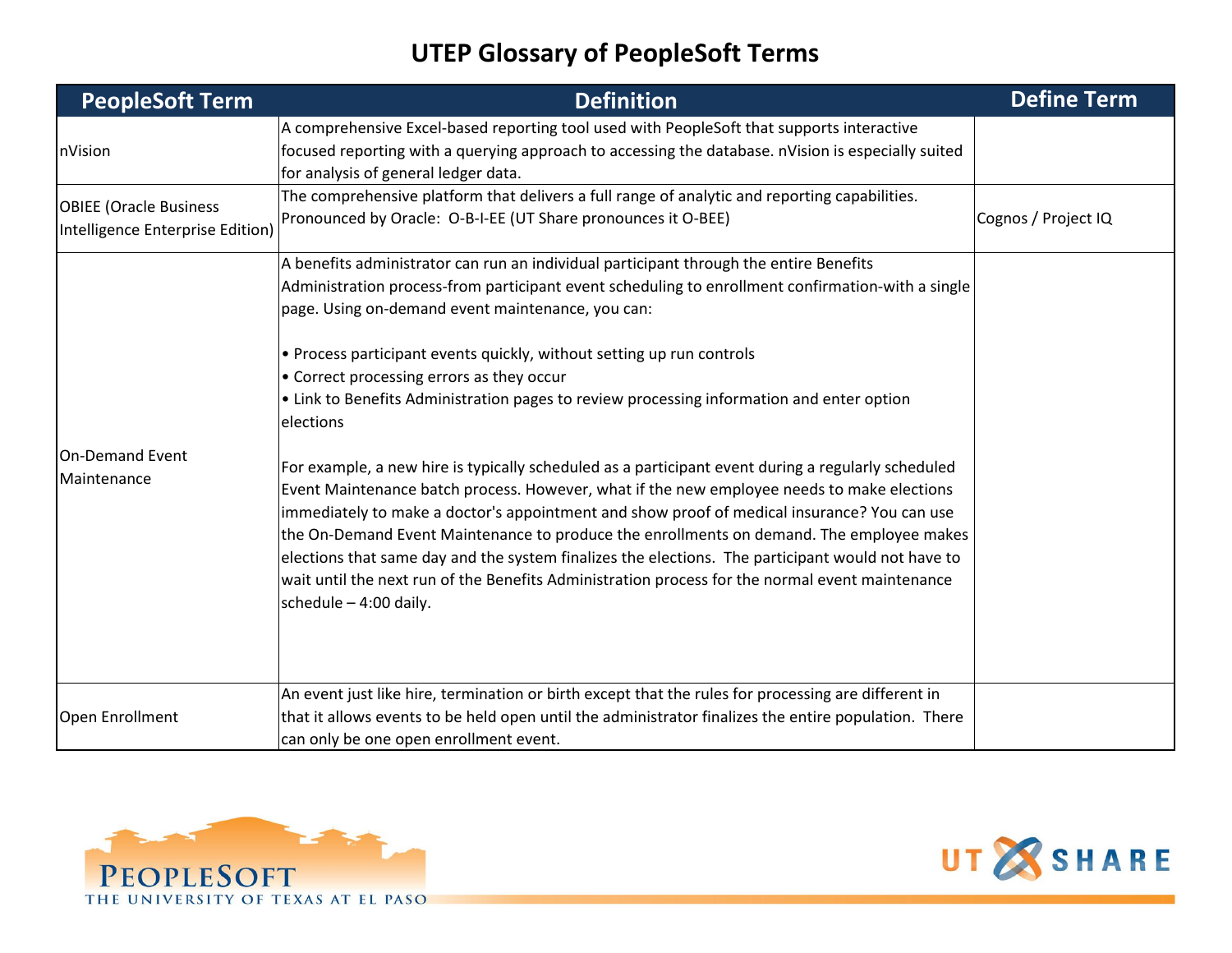# UTEP Glossary of PeopleSoft Terms

| PeopleSoft Term | Definition | Define Term |
|---|---|---|
| nVision | A comprehensive Excel-based reporting tool used with PeopleSoft that supports interactive focused reporting with a querying approach to accessing the database. nVision is especially suited for analysis of general ledger data. | |
| OBIEE (Oracle Business Intelligence Enterprise Edition) | The comprehensive platform that delivers a full range of analytic and reporting capabilities. Pronounced by Oracle: O-B-I-EE (UT Share pronounces it O-BEE) | Cognos / Project IQ |
| On-Demand Event Maintenance | A benefits administrator can run an individual participant through the entire Benefits Administration process-from participant event scheduling to enrollment confirmation-with a single page. Using on-demand event maintenance, you can:<br><br>• Process participant events quickly, without setting up run controls<br>• Correct processing errors as they occur<br>• Link to Benefits Administration pages to review processing information and enter option elections<br><br>For example, a new hire is typically scheduled as a participant event during a regularly scheduled Event Maintenance batch process. However, what if the new employee needs to make elections immediately to make a doctor's appointment and show proof of medical insurance? You can use the On-Demand Event Maintenance to produce the enrollments on demand. The employee makes elections that same day and the system finalizes the elections. The participant would not have to wait until the next run of the Benefits Administration process for the normal event maintenance schedule – 4:00 daily. | |
| Open Enrollment | An event just like hire, termination or birth except that the rules for processing are different in that it allows events to be held open until the administrator finalizes the entire population. There can only be one open enrollment event. | |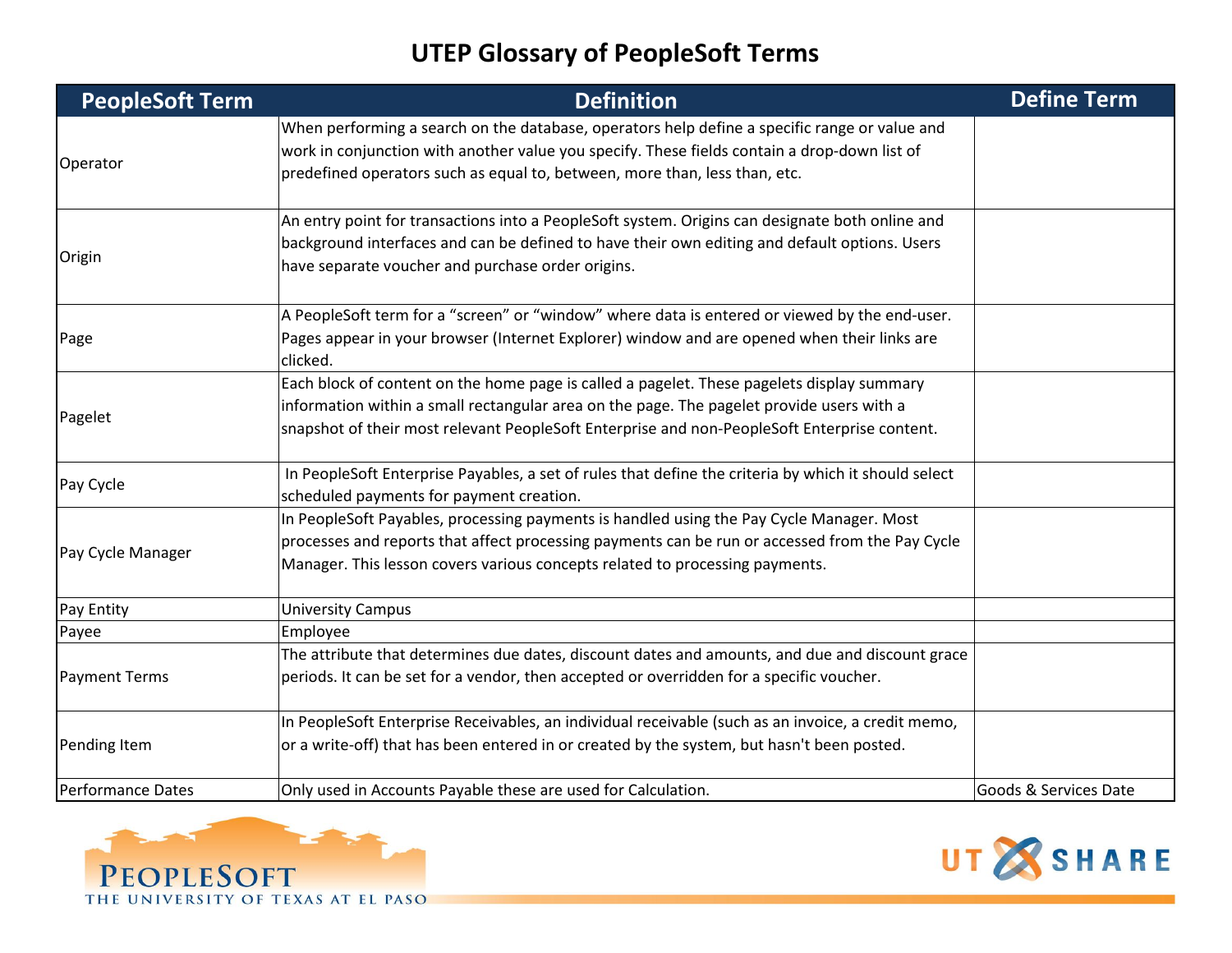# UTEP Glossary of PeopleSoft Terms

| PeopleSoft Term | Definition | Define Term |
|---|---|---|
| Operator | When performing a search on the database, operators help define a specific range or value and work in conjunction with another value you specify. These fields contain a drop-down list of predefined operators such as equal to, between, more than, less than, etc. | |
| Origin | An entry point for transactions into a PeopleSoft system. Origins can designate both online and background interfaces and can be defined to have their own editing and default options. Users have separate voucher and purchase order origins. | |
| Page | A PeopleSoft term for a "screen" or "window" where data is entered or viewed by the end-user. Pages appear in your browser (Internet Explorer) window and are opened when their links are clicked. | |
| Pagelet | Each block of content on the home page is called a pagelet. These pagelets display summary information within a small rectangular area on the page. The pagelet provide users with a snapshot of their most relevant PeopleSoft Enterprise and non-PeopleSoft Enterprise content. | |
| Pay Cycle | In PeopleSoft Enterprise Payables, a set of rules that define the criteria by which it should select scheduled payments for payment creation. | |
| Pay Cycle Manager | In PeopleSoft Payables, processing payments is handled using the Pay Cycle Manager. Most processes and reports that affect processing payments can be run or accessed from the Pay Cycle Manager. This lesson covers various concepts related to processing payments. | |
| Pay Entity | University Campus | |
| Payee | Employee | |
| Payment Terms | The attribute that determines due dates, discount dates and amounts, and due and discount grace periods. It can be set for a vendor, then accepted or overridden for a specific voucher. | |
| Pending Item | In PeopleSoft Enterprise Receivables, an individual receivable (such as an invoice, a credit memo, or a write-off) that has been entered in or created by the system, but hasn't been posted. | |
| Performance Dates | Only used in Accounts Payable these are used for Calculation. | Goods & Services Date |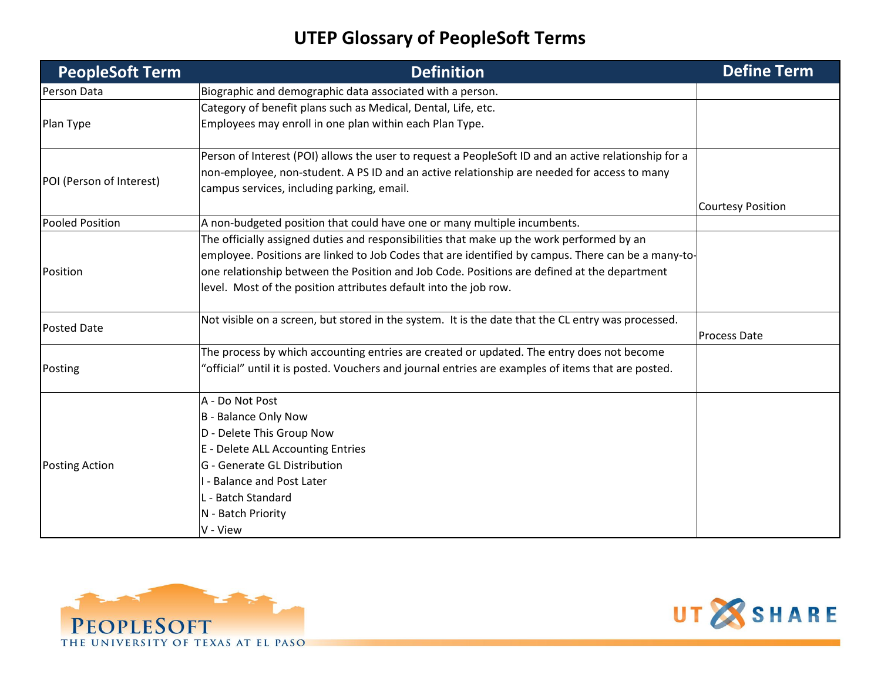# UTEP Glossary of PeopleSoft Terms

| PeopleSoft Term | Definition | Define Term |
|---|---|---|
| Person Data | Biographic and demographic data associated with a person. | |
| Plan Type | Category of benefit plans such as Medical, Dental, Life, etc.<br>Employees may enroll in one plan within each Plan Type. | |
| POI (Person of Interest) | Person of Interest (POI) allows the user to request a PeopleSoft ID and an active relationship for a non-employee, non-student. A PS ID and an active relationship are needed for access to many campus services, including parking, email. | Courtesy Position |
| Pooled Position | A non-budgeted position that could have one or many multiple incumbents. | |
| Position | The officially assigned duties and responsibilities that make up the work performed by an employee. Positions are linked to Job Codes that are identified by campus. There can be a many-to-one relationship between the Position and Job Code. Positions are defined at the department level. Most of the position attributes default into the job row. | |
| Posted Date | Not visible on a screen, but stored in the system. It is the date that the CL entry was processed. | Process Date |
| Posting | The process by which accounting entries are created or updated. The entry does not become "official" until it is posted. Vouchers and journal entries are examples of items that are posted. | |
| Posting Action | A - Do Not Post<br>B - Balance Only Now<br>D - Delete This Group Now<br>E - Delete ALL Accounting Entries<br>G - Generate GL Distribution<br>I - Balance and Post Later<br>L - Batch Standard<br>N - Batch Priority<br>V - View | |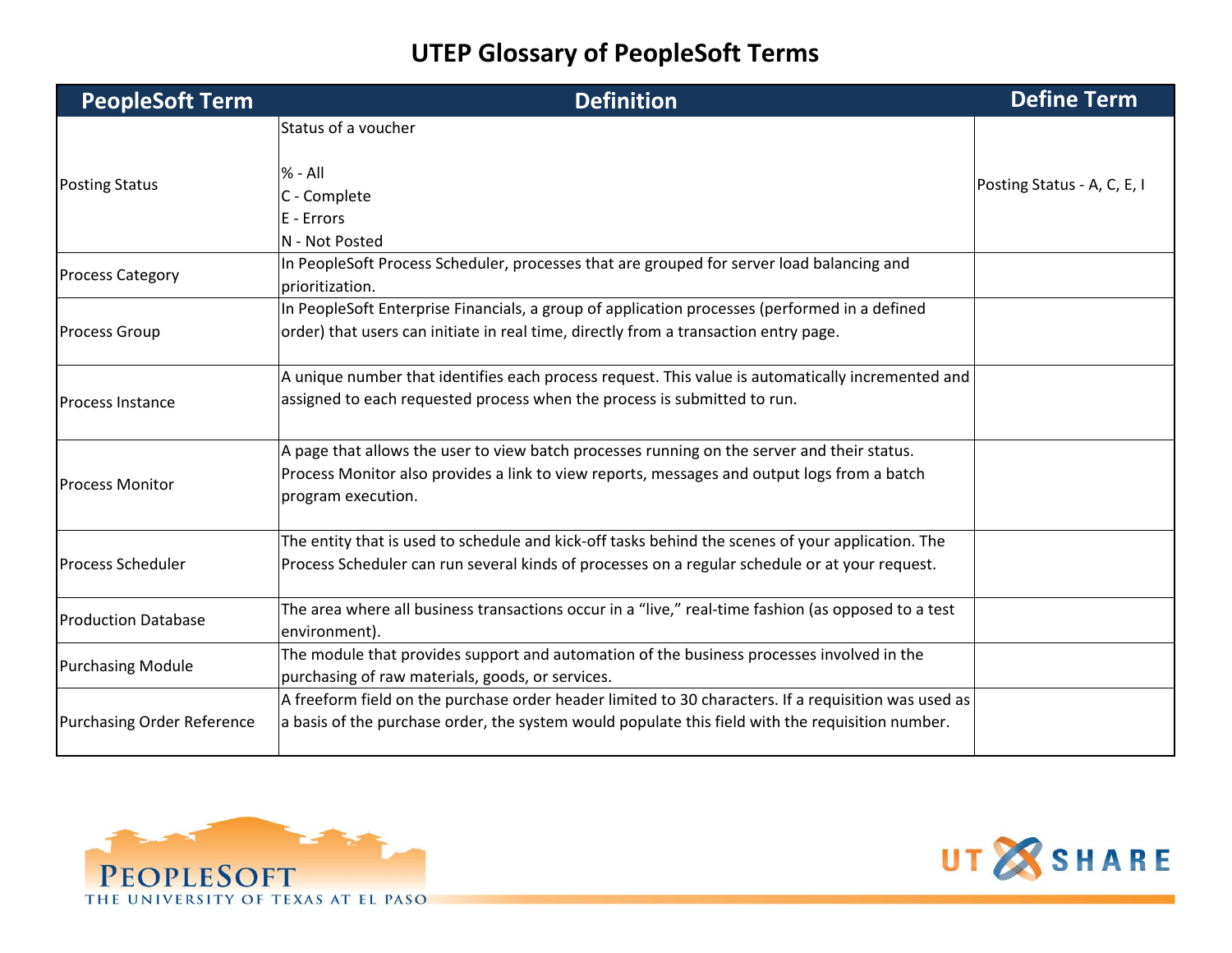# UTEP Glossary of PeopleSoft Terms

| PeopleSoft Term | Definition | Define Term |
|---|---|---|
| Posting Status | Status of a voucher<br><br>% - All<br>C - Complete<br>E - Errors<br>N - Not Posted | Posting Status - A, C, E, I |
| Process Category | In PeopleSoft Process Scheduler, processes that are grouped for server load balancing and prioritization. | |
| Process Group | In PeopleSoft Enterprise Financials, a group of application processes (performed in a defined order) that users can initiate in real time, directly from a transaction entry page. | |
| Process Instance | A unique number that identifies each process request. This value is automatically incremented and assigned to each requested process when the process is submitted to run. | |
| Process Monitor | A page that allows the user to view batch processes running on the server and their status. Process Monitor also provides a link to view reports, messages and output logs from a batch program execution. | |
| Process Scheduler | The entity that is used to schedule and kick-off tasks behind the scenes of your application. The Process Scheduler can run several kinds of processes on a regular schedule or at your request. | |
| Production Database | The area where all business transactions occur in a "live," real-time fashion (as opposed to a test environment). | |
| Purchasing Module | The module that provides support and automation of the business processes involved in the purchasing of raw materials, goods, or services. | |
| Purchasing Order Reference | A freeform field on the purchase order header limited to 30 characters. If a requisition was used as a basis of the purchase order, the system would populate this field with the requisition number. | |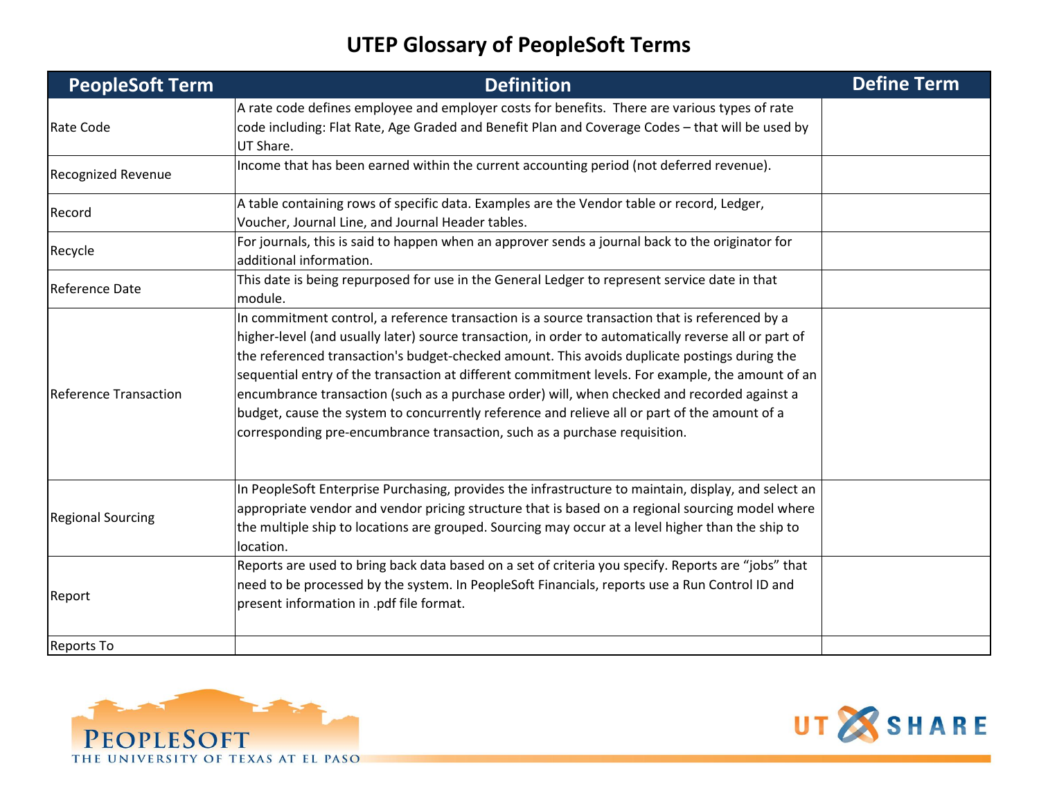# UTEP Glossary of PeopleSoft Terms

| PeopleSoft Term | Definition | Define Term |
|---|---|---|
| Rate Code | A rate code defines employee and employer costs for benefits. There are various types of rate code including: Flat Rate, Age Graded and Benefit Plan and Coverage Codes – that will be used by UT Share. | |
| Recognized Revenue | Income that has been earned within the current accounting period (not deferred revenue). | |
| Record | A table containing rows of specific data. Examples are the Vendor table or record, Ledger, Voucher, Journal Line, and Journal Header tables. | |
| Recycle | For journals, this is said to happen when an approver sends a journal back to the originator for additional information. | |
| Reference Date | This date is being repurposed for use in the General Ledger to represent service date in that module. | |
| Reference Transaction | In commitment control, a reference transaction is a source transaction that is referenced by a higher-level (and usually later) source transaction, in order to automatically reverse all or part of the referenced transaction's budget-checked amount. This avoids duplicate postings during the sequential entry of the transaction at different commitment levels. For example, the amount of an encumbrance transaction (such as a purchase order) will, when checked and recorded against a budget, cause the system to concurrently reference and relieve all or part of the amount of a corresponding pre-encumbrance transaction, such as a purchase requisition. | |
| Regional Sourcing | In PeopleSoft Enterprise Purchasing, provides the infrastructure to maintain, display, and select an appropriate vendor and vendor pricing structure that is based on a regional sourcing model where the multiple ship to locations are grouped. Sourcing may occur at a level higher than the ship to location. | |
| Report | Reports are used to bring back data based on a set of criteria you specify. Reports are "jobs" that need to be processed by the system. In PeopleSoft Financials, reports use a Run Control ID and present information in .pdf file format. | |
| Reports To | | |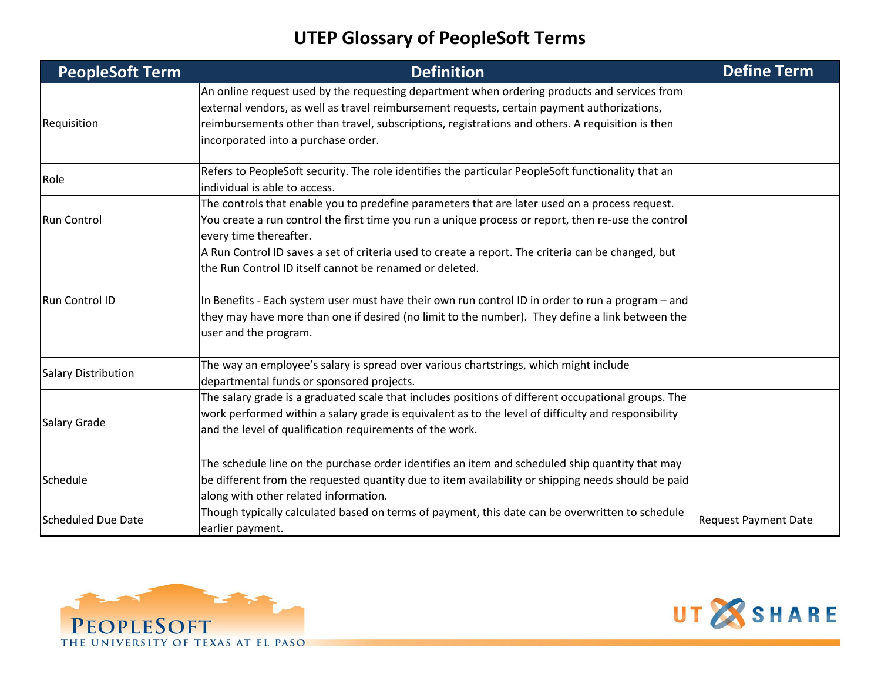# UTEP Glossary of PeopleSoft Terms

| PeopleSoft Term | Definition | Define Term |
|---|---|---|
| Requisition | An online request used by the requesting department when ordering products and services from external vendors, as well as travel reimbursement requests, certain payment authorizations, reimbursements other than travel, subscriptions, registrations and others. A requisition is then incorporated into a purchase order. | |
| Role | Refers to PeopleSoft security. The role identifies the particular PeopleSoft functionality that an individual is able to access. | |
| Run Control | The controls that enable you to predefine parameters that are later used on a process request. You create a run control the first time you run a unique process or report, then re-use the control every time thereafter. | |
| Run Control ID | A Run Control ID saves a set of criteria used to create a report. The criteria can be changed, but the Run Control ID itself cannot be renamed or deleted.<br><br>In Benefits - Each system user must have their own run control ID in order to run a program – and they may have more than one if desired (no limit to the number). They define a link between the user and the program. | |
| Salary Distribution | The way an employee's salary is spread over various chartstrings, which might include departmental funds or sponsored projects. | |
| Salary Grade | The salary grade is a graduated scale that includes positions of different occupational groups. The work performed within a salary grade is equivalent as to the level of difficulty and responsibility and the level of qualification requirements of the work. | |
| Schedule | The schedule line on the purchase order identifies an item and scheduled ship quantity that may be different from the requested quantity due to item availability or shipping needs should be paid along with other related information. | |
| Scheduled Due Date | Though typically calculated based on terms of payment, this date can be overwritten to schedule earlier payment. | Request Payment Date |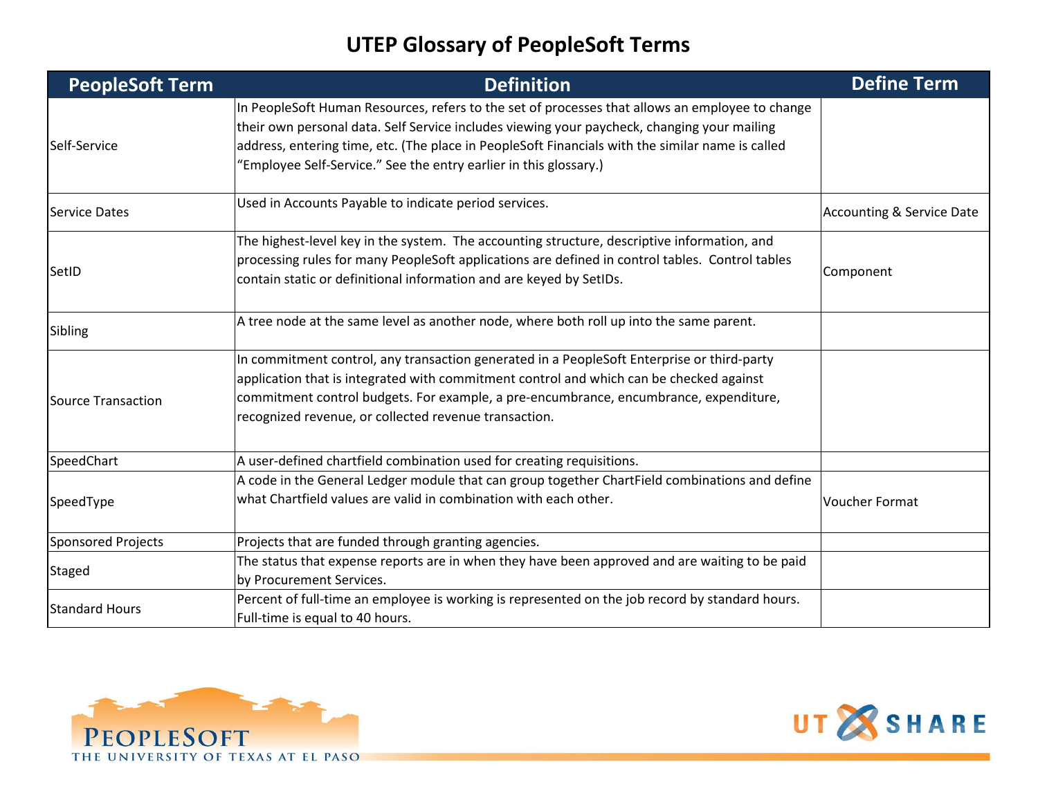# UTEP Glossary of PeopleSoft Terms

| PeopleSoft Term | Definition | Define Term |
|---|---|---|
| Self-Service | In PeopleSoft Human Resources, refers to the set of processes that allows an employee to change their own personal data. Self Service includes viewing your paycheck, changing your mailing address, entering time, etc. (The place in PeopleSoft Financials with the similar name is called "Employee Self-Service." See the entry earlier in this glossary.) | |
| Service Dates | Used in Accounts Payable to indicate period services. | Accounting & Service Date |
| SetID | The highest-level key in the system. The accounting structure, descriptive information, and processing rules for many PeopleSoft applications are defined in control tables. Control tables contain static or definitional information and are keyed by SetIDs. | Component |
| Sibling | A tree node at the same level as another node, where both roll up into the same parent. | |
| Source Transaction | In commitment control, any transaction generated in a PeopleSoft Enterprise or third-party application that is integrated with commitment control and which can be checked against commitment control budgets. For example, a pre-encumbrance, encumbrance, expenditure, recognized revenue, or collected revenue transaction. | |
| SpeedChart | A user-defined chartfield combination used for creating requisitions. | |
| SpeedType | A code in the General Ledger module that can group together ChartField combinations and define what Chartfield values are valid in combination with each other. | Voucher Format |
| Sponsored Projects | Projects that are funded through granting agencies. | |
| Staged | The status that expense reports are in when they have been approved and are waiting to be paid by Procurement Services. | |
| Standard Hours | Percent of full-time an employee is working is represented on the job record by standard hours. Full-time is equal to 40 hours. | |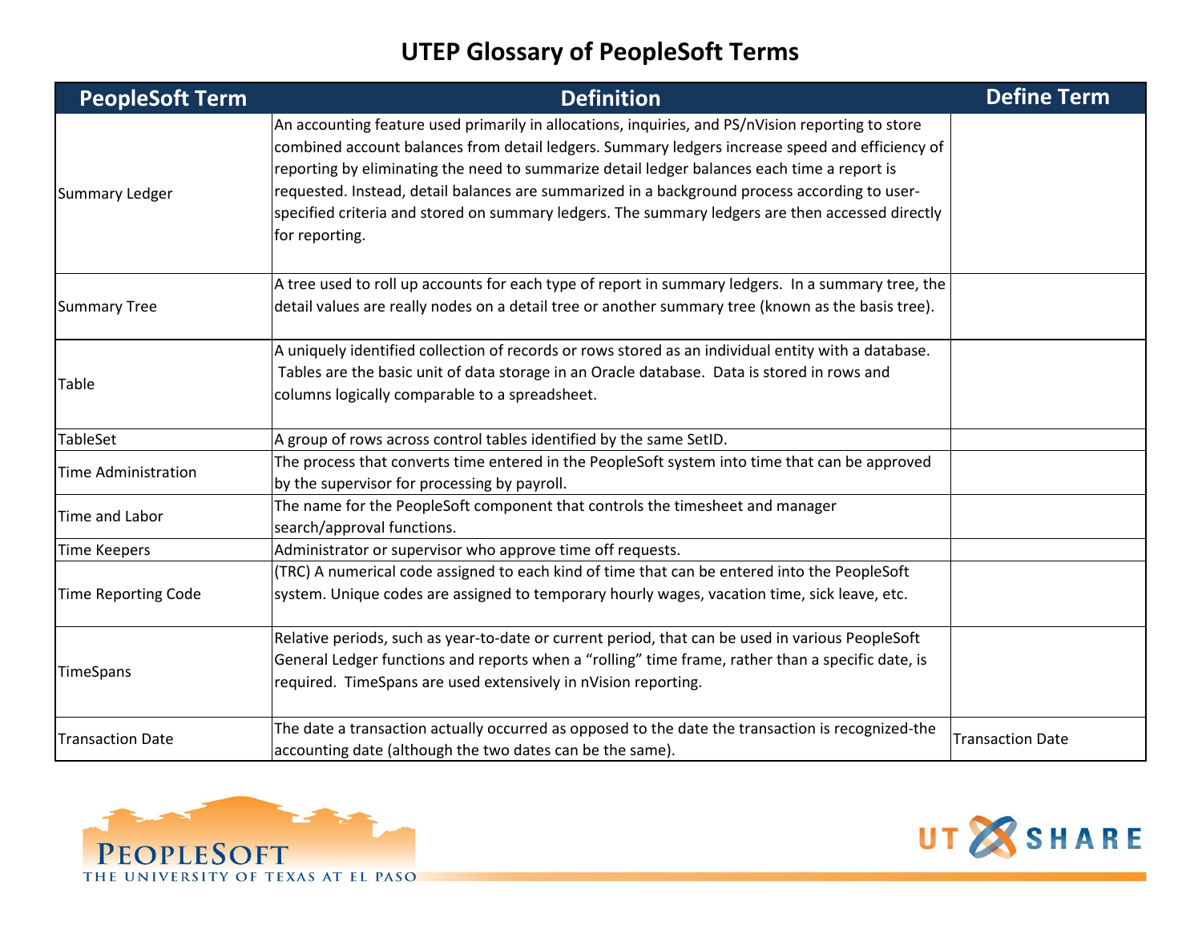# UTEP Glossary of PeopleSoft Terms

| PeopleSoft Term | Definition | Define Term |
|---|---|---|
| Summary Ledger | An accounting feature used primarily in allocations, inquiries, and PS/nVision reporting to store combined account balances from detail ledgers. Summary ledgers increase speed and efficiency of reporting by eliminating the need to summarize detail ledger balances each time a report is requested. Instead, detail balances are summarized in a background process according to user-specified criteria and stored on summary ledgers. The summary ledgers are then accessed directly for reporting. | |
| Summary Tree | A tree used to roll up accounts for each type of report in summary ledgers. In a summary tree, the detail values are really nodes on a detail tree or another summary tree (known as the basis tree). | |
| Table | A uniquely identified collection of records or rows stored as an individual entity with a database. Tables are the basic unit of data storage in an Oracle database. Data is stored in rows and columns logically comparable to a spreadsheet. | |
| TableSet | A group of rows across control tables identified by the same SetID. | |
| Time Administration | The process that converts time entered in the PeopleSoft system into time that can be approved by the supervisor for processing by payroll. | |
| Time and Labor | The name for the PeopleSoft component that controls the timesheet and manager search/approval functions. | |
| Time Keepers | Administrator or supervisor who approve time off requests. | |
| Time Reporting Code | (TRC) A numerical code assigned to each kind of time that can be entered into the PeopleSoft system. Unique codes are assigned to temporary hourly wages, vacation time, sick leave, etc. | |
| TimeSpans | Relative periods, such as year-to-date or current period, that can be used in various PeopleSoft General Ledger functions and reports when a "rolling" time frame, rather than a specific date, is required. TimeSpans are used extensively in nVision reporting. | |
| Transaction Date | The date a transaction actually occurred as opposed to the date the transaction is recognized-the accounting date (although the two dates can be the same). | Transaction Date |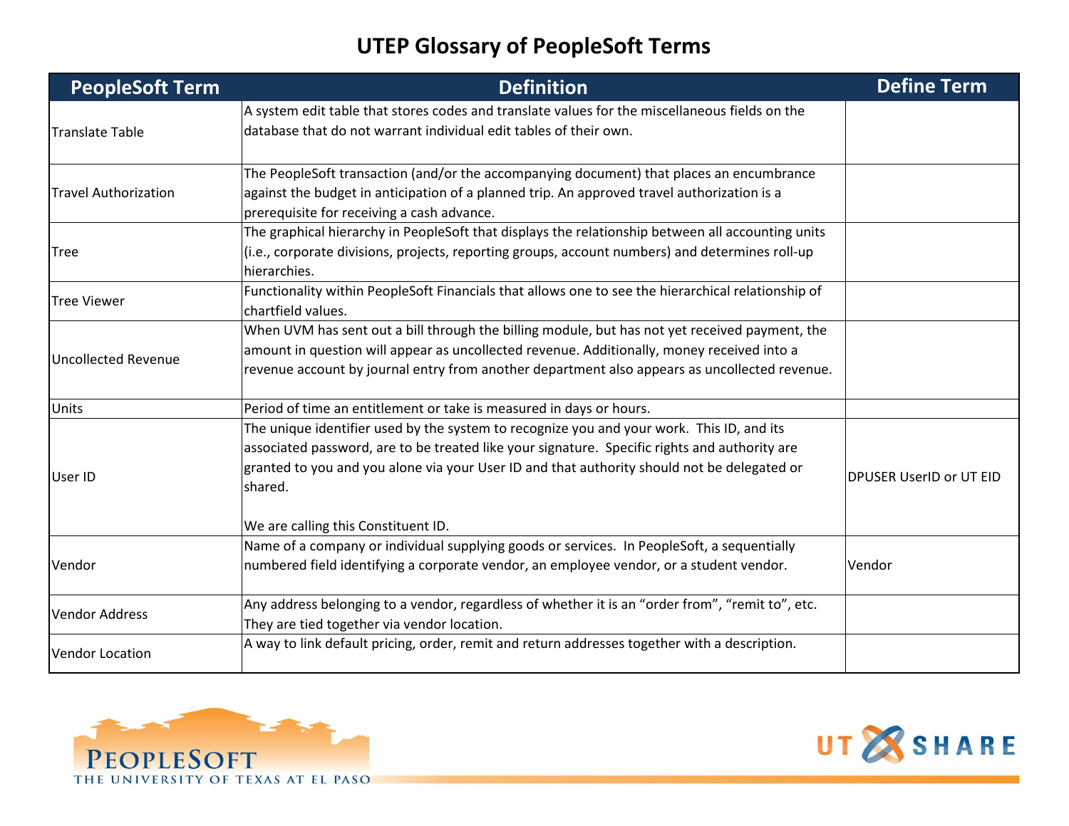# UTEP Glossary of PeopleSoft Terms

| PeopleSoft Term | Definition | Define Term |
|---|---|---|
| Translate Table | A system edit table that stores codes and translate values for the miscellaneous fields on the database that do not warrant individual edit tables of their own. | |
| Travel Authorization | The PeopleSoft transaction (and/or the accompanying document) that places an encumbrance against the budget in anticipation of a planned trip. An approved travel authorization is a prerequisite for receiving a cash advance. | |
| Tree | The graphical hierarchy in PeopleSoft that displays the relationship between all accounting units (i.e., corporate divisions, projects, reporting groups, account numbers) and determines roll-up hierarchies. | |
| Tree Viewer | Functionality within PeopleSoft Financials that allows one to see the hierarchical relationship of chartfield values. | |
| Uncollected Revenue | When UVM has sent out a bill through the billing module, but has not yet received payment, the amount in question will appear as uncollected revenue. Additionally, money received into a revenue account by journal entry from another department also appears as uncollected revenue. | |
| Units | Period of time an entitlement or take is measured in days or hours. | |
| User ID | The unique identifier used by the system to recognize you and your work. This ID, and its associated password, are to be treated like your signature. Specific rights and authority are granted to you and you alone via your User ID and that authority should not be delegated or shared.<br><br>We are calling this Constituent ID. | DPUSER UserID or UT EID |
| Vendor | Name of a company or individual supplying goods or services. In PeopleSoft, a sequentially numbered field identifying a corporate vendor, an employee vendor, or a student vendor. | Vendor |
| Vendor Address | Any address belonging to a vendor, regardless of whether it is an "order from", "remit to", etc. They are tied together via vendor location. | |
| Vendor Location | A way to link default pricing, order, remit and return addresses together with a description. | |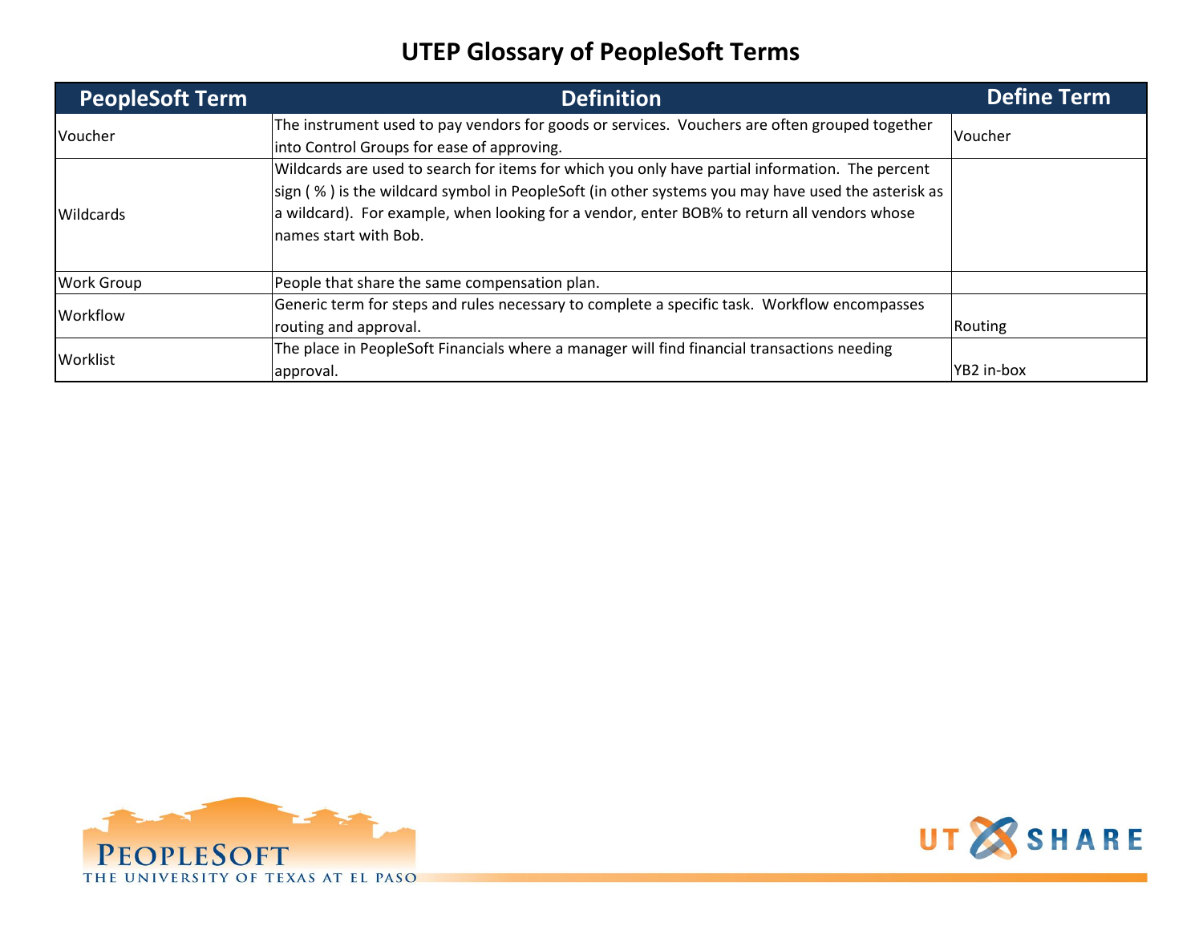# UTEP Glossary of PeopleSoft Terms

| PeopleSoft Term | Definition | Define Term |
|---|---|---|
| Voucher | The instrument used to pay vendors for goods or services. Vouchers are often grouped together into Control Groups for ease of approving. | Voucher |
| Wildcards | Wildcards are used to search for items for which you only have partial information. The percent sign ( % ) is the wildcard symbol in PeopleSoft (in other systems you may have used the asterisk as a wildcard). For example, when looking for a vendor, enter BOB% to return all vendors whose names start with Bob. | |
| Work Group | People that share the same compensation plan. | |
| Workflow | Generic term for steps and rules necessary to complete a specific task. Workflow encompasses routing and approval. | Routing |
| Worklist | The place in PeopleSoft Financials where a manager will find financial transactions needing approval. | YB2 in-box |